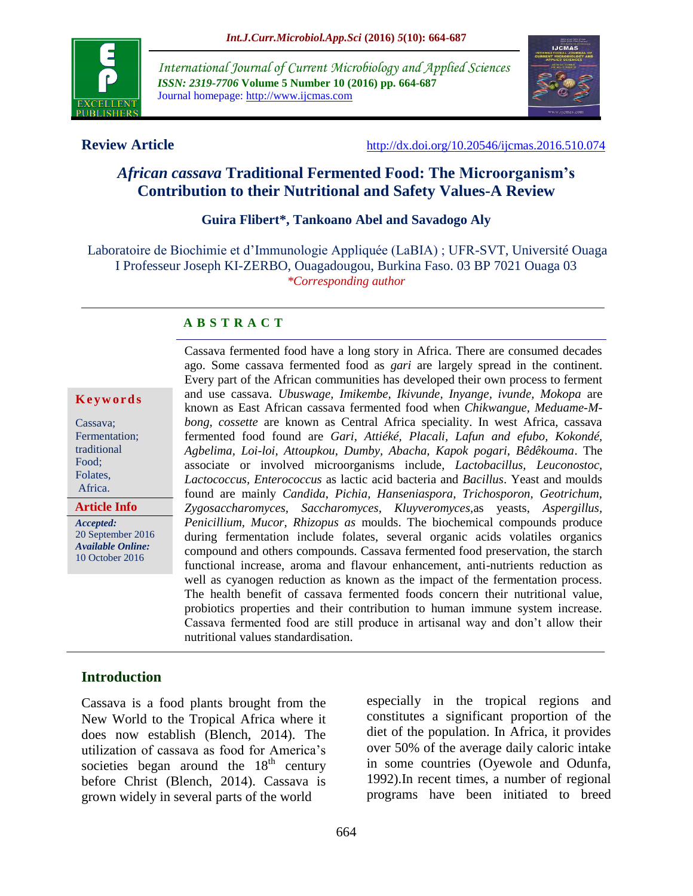**Review Article**

http://dx.doi.org/10.20546/ijcmas.2016.510.074

# *African cassava* Traditional Fermented Food: The Microorganism's Contribution to their Nutritional and Safety Values-A Review

**Guira Flibert\*, Tankoano Abel and Savadogo Aly**

Laboratoire de Biochimie et d'Immunologie Appliquée (LaBIA) ; UFR-SVT, Université Ouaga I Professeur Joseph KI-ZERBO, Ouagadougou, Burkina Faso. 03 BP 7021 Ouaga 03

*\*Corresponding author*

## A B S T R A C T

**Keywords**

Cassava; Fermentation; traditional Food; Folates, Africa.

**Article Info**

*Accepted:* 20 September 2016
*Available Online:* 10 October 2016

Cassava fermented food have a long story in Africa. There are consumed decades ago. Some cassava fermented food as *gari* are largely spread in the continent. Every part of the African communities has developed their own process to ferment and use cassava. *Ubuswage, Imikembe, Ikivunde, Inyange, ivunde, Mokopa* are known as East African cassava fermented food when *Chikwangue, Meduame-M-bong, cossette* are known as Central Africa speciality. In west Africa, cassava fermented food found are *Gari, Attiéké, Placali, Lafun and efubo, Kokondé, Agbelima, Loi-loi, Attoupkou, Dumby, Abacha, Kapok pogari, Bêdêkouma*. The associate or involved microorganisms include, *Lactobacillus, Leuconostoc, Lactococcus, Enterococcus* as lactic acid bacteria and *Bacillus*. Yeast and moulds found are mainly *Candida, Pichia, Hanseniaspora, Trichosporon, Geotrichum, Zygosaccharomyces, Saccharomyces, Kluyveromyces*,as yeasts, *Aspergillus, Penicillium, Mucor, Rhizopus as* moulds. The biochemical compounds produce during fermentation include folates, several organic acids volatiles organics compound and others compounds. Cassava fermented food preservation, the starch functional increase, aroma and flavour enhancement, anti-nutrients reduction as well as cyanogen reduction as known as the impact of the fermentation process. The health benefit of cassava fermented foods concern their nutritional value, probiotics properties and their contribution to human immune system increase. Cassava fermented food are still produce in artisanal way and don't allow their nutritional values standardisation.

## Introduction

Cassava is a food plants brought from the New World to the Tropical Africa where it does now establish (Blench, 2014). The utilization of cassava as food for America's societies began around the 18$^{th}$ century before Christ (Blench, 2014). Cassava is grown widely in several parts of the world especially in the tropical regions and constitutes a significant proportion of the diet of the population. In Africa, it provides over 50% of the average daily caloric intake in some countries (Oyewole and Odunfa, 1992).In recent times, a number of regional programs have been initiated to breed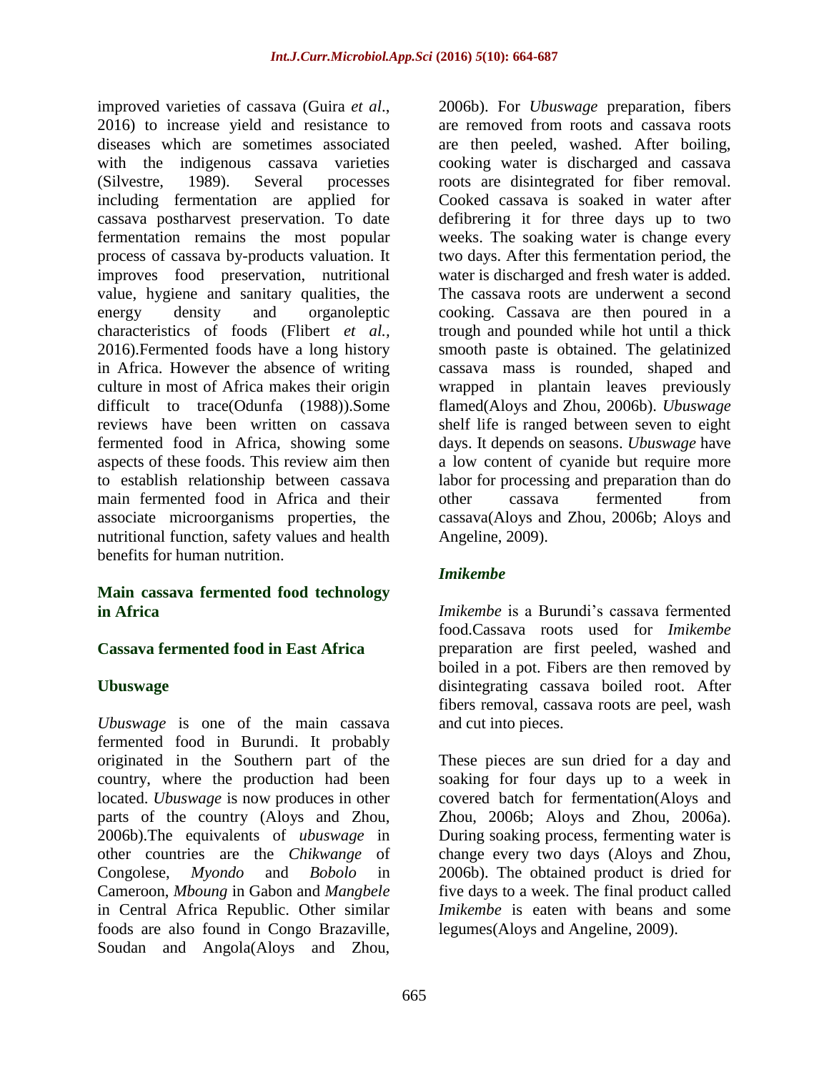improved varieties of cassava (Guira *et al*., 2016) to increase yield and resistance to diseases which are sometimes associated with the indigenous cassava varieties (Silvestre, 1989). Several processes including fermentation are applied for cassava postharvest preservation. To date fermentation remains the most popular process of cassava by-products valuation. It improves food preservation, nutritional value, hygiene and sanitary qualities, the energy density and organoleptic characteristics of foods (Flibert *et al.*, 2016).Fermented foods have a long history in Africa. However the absence of writing culture in most of Africa makes their origin difficult to trace(Odunfa (1988)).Some reviews have been written on cassava fermented food in Africa, showing some aspects of these foods. This review aim then to establish relationship between cassava main fermented food in Africa and their associate microorganisms properties, the nutritional function, safety values and health benefits for human nutrition.

## Main cassava fermented food technology in Africa

### Cassava fermented food in East Africa

#### Ubuswage

*Ubuswage* is one of the main cassava fermented food in Burundi. It probably originated in the Southern part of the country, where the production had been located. *Ubuswage* is now produces in other parts of the country (Aloys and Zhou, 2006b).The equivalents of *ubuswage* in other countries are the *Chikwange* of Congolese, *Myondo* and *Bobolo* in Cameroon, *Mboung* in Gabon and *Mangbele* in Central Africa Republic. Other similar foods are also found in Congo Brazaville, Soudan and Angola(Aloys and Zhou, 2006b). For *Ubuswage* preparation, fibers are removed from roots and cassava roots are then peeled, washed. After boiling, cooking water is discharged and cassava roots are disintegrated for fiber removal. Cooked cassava is soaked in water after defibrering it for three days up to two weeks. The soaking water is change every two days. After this fermentation period, the water is discharged and fresh water is added. The cassava roots are underwent a second cooking. Cassava are then poured in a trough and pounded while hot until a thick smooth paste is obtained. The gelatinized cassava mass is rounded, shaped and wrapped in plantain leaves previously flamed(Aloys and Zhou, 2006b). *Ubuswage* shelf life is ranged between seven to eight days. It depends on seasons. *Ubuswage* have a low content of cyanide but require more labor for processing and preparation than do other cassava fermented from cassava(Aloys and Zhou, 2006b; Aloys and Angeline, 2009).

#### *Imikembe*

*Imikembe* is a Burundi's cassava fermented food.Cassava roots used for *Imikembe* preparation are first peeled, washed and boiled in a pot. Fibers are then removed by disintegrating cassava boiled root. After fibers removal, cassava roots are peel, wash and cut into pieces.

These pieces are sun dried for a day and soaking for four days up to a week in covered batch for fermentation(Aloys and Zhou, 2006b; Aloys and Zhou, 2006a). During soaking process, fermenting water is change every two days (Aloys and Zhou, 2006b). The obtained product is dried for five days to a week. The final product called *Imikembe* is eaten with beans and some legumes(Aloys and Angeline, 2009).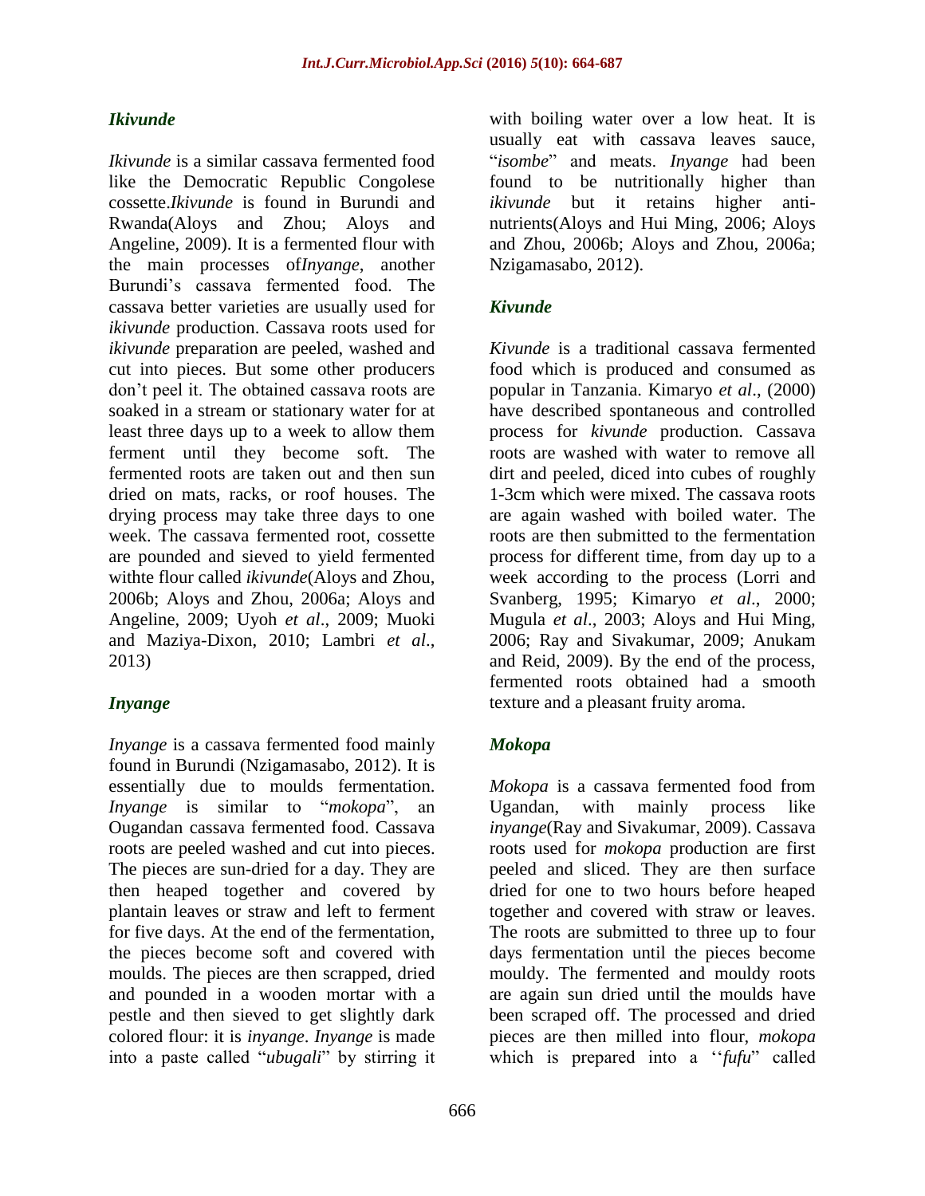### *Ikivunde*

*Ikivunde* is a similar cassava fermented food like the Democratic Republic Congolese cossette.*Ikivunde* is found in Burundi and Rwanda(Aloys and Zhou; Aloys and Angeline, 2009). It is a fermented flour with the main processes of*Inyange*, another Burundi's cassava fermented food. The cassava better varieties are usually used for *ikivunde* production. Cassava roots used for *ikivunde* preparation are peeled, washed and cut into pieces. But some other producers don't peel it. The obtained cassava roots are soaked in a stream or stationary water for at least three days up to a week to allow them ferment until they become soft. The fermented roots are taken out and then sun dried on mats, racks, or roof houses. The drying process may take three days to one week. The cassava fermented root, cossette are pounded and sieved to yield fermented withte flour called *ikivunde*(Aloys and Zhou, 2006b; Aloys and Zhou, 2006a; Aloys and Angeline, 2009; Uyoh *et al*., 2009; Muoki and Maziya-Dixon, 2010; Lambri *et al*., 2013)

### *Inyange*

*Inyange* is a cassava fermented food mainly found in Burundi (Nzigamasabo, 2012). It is essentially due to moulds fermentation. *Inyange* is similar to "*mokopa*", an Ougandan cassava fermented food. Cassava roots are peeled washed and cut into pieces. The pieces are sun-dried for a day. They are then heaped together and covered by plantain leaves or straw and left to ferment for five days. At the end of the fermentation, the pieces become soft and covered with moulds. The pieces are then scrapped, dried and pounded in a wooden mortar with a pestle and then sieved to get slightly dark colored flour: it is *inyange*. *Inyange* is made into a paste called "*ubugali*" by stirring it with boiling water over a low heat. It is usually eat with cassava leaves sauce, "*isombe*" and meats. *Inyange* had been found to be nutritionally higher than *ikivunde* but it retains higher anti-nutrients(Aloys and Hui Ming, 2006; Aloys and Zhou, 2006b; Aloys and Zhou, 2006a; Nzigamasabo, 2012).

### *Kivunde*

*Kivunde* is a traditional cassava fermented food which is produced and consumed as popular in Tanzania. Kimaryo *et al*., (2000) have described spontaneous and controlled process for *kivunde* production. Cassava roots are washed with water to remove all dirt and peeled, diced into cubes of roughly 1-3cm which were mixed. The cassava roots are again washed with boiled water. The roots are then submitted to the fermentation process for different time, from day up to a week according to the process (Lorri and Svanberg, 1995; Kimaryo *et al*., 2000; Mugula *et al*., 2003; Aloys and Hui Ming, 2006; Ray and Sivakumar, 2009; Anukam and Reid, 2009). By the end of the process, fermented roots obtained had a smooth texture and a pleasant fruity aroma.

### *Mokopa*

*Mokopa* is a cassava fermented food from Ugandan, with mainly process like *inyange*(Ray and Sivakumar, 2009). Cassava roots used for *mokopa* production are first peeled and sliced. They are then surface dried for one to two hours before heaped together and covered with straw or leaves. The roots are submitted to three up to four days fermentation until the pieces become mouldy. The fermented and mouldy roots are again sun dried until the moulds have been scraped off. The processed and dried pieces are then milled into flour, *mokopa* which is prepared into a ''*fufu*" called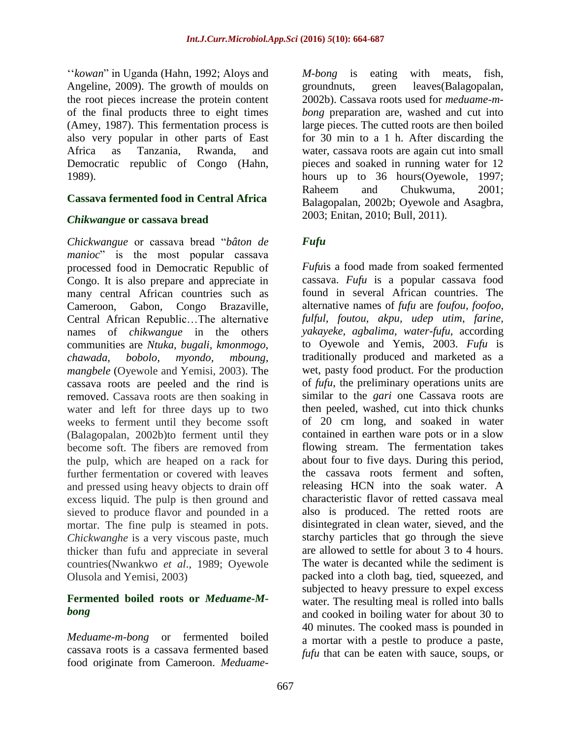''*kowan*" in Uganda (Hahn, 1992; Aloys and Angeline, 2009). The growth of moulds on the root pieces increase the protein content of the final products three to eight times (Amey, 1987). This fermentation process is also very popular in other parts of East Africa as Tanzania, Rwanda, and Democratic republic of Congo (Hahn, 1989).

### Cassava fermented food in Central Africa

#### *Chikwangue* or cassava bread

*Chickwangue* or cassava bread "*bâton de manioc*" is the most popular cassava processed food in Democratic Republic of Congo. It is also prepare and appreciate in many central African countries such as Cameroon, Gabon, Congo Brazaville, Central African Republic…The alternative names of *chikwangue* in the others communities are *Ntuka, bugali, kmonmogo, chawada, bobolo, myondo, mboung, mangbele* (Oyewole and Yemisi, 2003). The cassava roots are peeled and the rind is removed. Cassava roots are then soaking in water and left for three days up to two weeks to ferment until they become ssoft (Balagopalan, 2002b)to ferment until they become soft. The fibers are removed from the pulp, which are heaped on a rack for further fermentation or covered with leaves and pressed using heavy objects to drain off excess liquid. The pulp is then ground and sieved to produce flavor and pounded in a mortar. The fine pulp is steamed in pots. *Chickwanghe* is a very viscous paste, much thicker than fufu and appreciate in several countries(Nwankwo *et al*., 1989; Oyewole Olusola and Yemisi, 2003)

#### Fermented boiled roots or *Meduame-M-bong*

*Meduame-m-bong* or fermented boiled cassava roots is a cassava fermented based food originate from Cameroon. *Meduame-M-bong* is eating with meats, fish, groundnuts, green leaves(Balagopalan, 2002b). Cassava roots used for *meduame-m-bong* preparation are, washed and cut into large pieces. The cutted roots are then boiled for 30 min to a 1 h. After discarding the water, cassava roots are again cut into small pieces and soaked in running water for 12 hours up to 36 hours(Oyewole, 1997; Raheem and Chukwuma, 2001; Balagopalan, 2002b; Oyewole and Asagbra, 2003; Enitan, 2010; Bull, 2011).

#### *Fufu*

*Fufu*is a food made from soaked fermented cassava. *Fufu* is a popular cassava food found in several African countries. The alternative names of *fufu* are *foufou, foofoo, fulful, foutou, akpu, udep utim, farine, yakayeke, agbalima, water-fufu*, according to Oyewole and Yemis, 2003. *Fufu* is traditionally produced and marketed as a wet, pasty food product. For the production of *fufu*, the preliminary operations units are similar to the *gari* one Cassava roots are then peeled, washed, cut into thick chunks of 20 cm long, and soaked in water contained in earthen ware pots or in a slow flowing stream. The fermentation takes about four to five days. During this period, the cassava roots ferment and soften, releasing HCN into the soak water. A characteristic flavor of retted cassava meal also is produced. The retted roots are disintegrated in clean water, sieved, and the starchy particles that go through the sieve are allowed to settle for about 3 to 4 hours. The water is decanted while the sediment is packed into a cloth bag, tied, squeezed, and subjected to heavy pressure to expel excess water. The resulting meal is rolled into balls and cooked in boiling water for about 30 to 40 minutes. The cooked mass is pounded in a mortar with a pestle to produce a paste, *fufu* that can be eaten with sauce, soups, or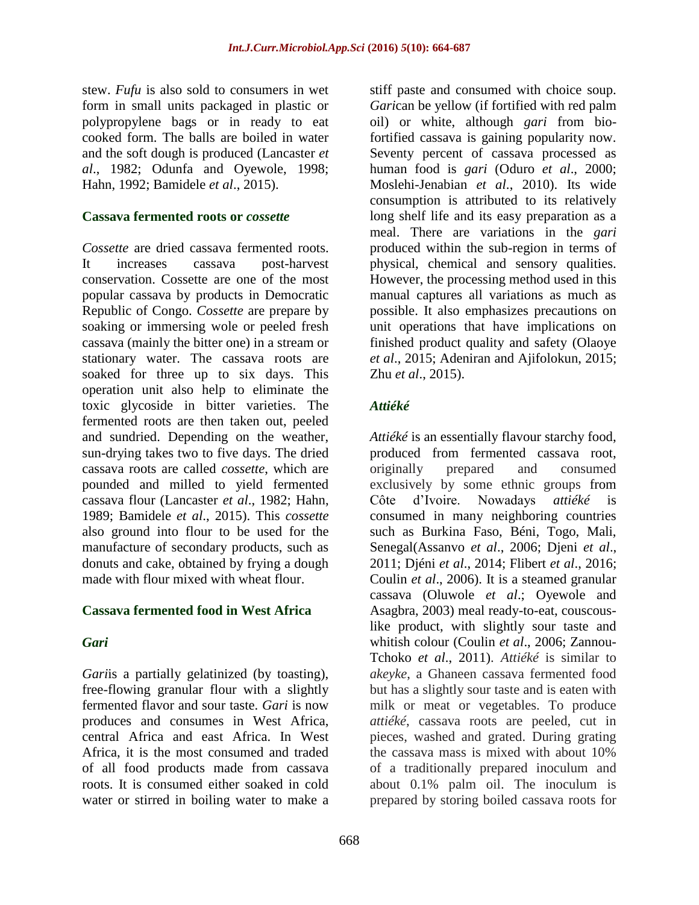stew. *Fufu* is also sold to consumers in wet form in small units packaged in plastic or polypropylene bags or in ready to eat cooked form. The balls are boiled in water and the soft dough is produced (Lancaster *et al*., 1982; Odunfa and Oyewole, 1998; Hahn, 1992; Bamidele *et al*., 2015).

### Cassava fermented roots or *cossette*

*Cossette* are dried cassava fermented roots. It increases cassava post-harvest conservation. Cossette are one of the most popular cassava by products in Democratic Republic of Congo. *Cossette* are prepare by soaking or immersing wole or peeled fresh cassava (mainly the bitter one) in a stream or stationary water. The cassava roots are soaked for three up to six days. This operation unit also help to eliminate the toxic glycoside in bitter varieties. The fermented roots are then taken out, peeled and sundried. Depending on the weather, sun-drying takes two to five days. The dried cassava roots are called *cossette*, which are pounded and milled to yield fermented cassava flour (Lancaster *et al*., 1982; Hahn, 1989; Bamidele *et al*., 2015). This *cossette* also ground into flour to be used for the manufacture of secondary products, such as donuts and cake, obtained by frying a dough made with flour mixed with wheat flour.

### Cassava fermented food in West Africa

#### *Gari*

*Gari*is a partially gelatinized (by toasting), free-flowing granular flour with a slightly fermented flavor and sour taste. *Gari* is now produces and consumes in West Africa, central Africa and east Africa. In West Africa, it is the most consumed and traded of all food products made from cassava roots. It is consumed either soaked in cold water or stirred in boiling water to make a stiff paste and consumed with choice soup. *Gari*can be yellow (if fortified with red palm oil) or white, although *gari* from bio-fortified cassava is gaining popularity now. Seventy percent of cassava processed as human food is *gari* (Oduro *et al*., 2000; Moslehi-Jenabian *et al*., 2010). Its wide consumption is attributed to its relatively long shelf life and its easy preparation as a meal. There are variations in the *gari* produced within the sub-region in terms of physical, chemical and sensory qualities. However, the processing method used in this manual captures all variations as much as possible. It also emphasizes precautions on unit operations that have implications on finished product quality and safety (Olaoye *et al*., 2015; Adeniran and Ajifolokun, 2015; Zhu *et al*., 2015).

#### *Attiéké*

*Attiéké* is an essentially flavour starchy food, produced from fermented cassava root, originally prepared and consumed exclusively by some ethnic groups from Côte d'Ivoire. Nowadays *attiéké* is consumed in many neighboring countries such as Burkina Faso, Béni, Togo, Mali, Senegal(Assanvo *et al*., 2006; Djeni *et al*., 2011; Djéni *et al*., 2014; Flibert *et al*., 2016; Coulin *et al*., 2006). It is a steamed granular cassava (Oluwole *et al*.; Oyewole and Asagbra, 2003) meal ready-to-eat, couscous-like product, with slightly sour taste and whitish colour (Coulin *et al*., 2006; Zannou-Tchoko *et al*., 2011). *Attiéké* is similar to *akeyke*, a Ghaneen cassava fermented food but has a slightly sour taste and is eaten with milk or meat or vegetables. To produce *attiéké*, cassava roots are peeled, cut in pieces, washed and grated. During grating the cassava mass is mixed with about 10% of a traditionally prepared inoculum and about 0.1% palm oil. The inoculum is prepared by storing boiled cassava roots for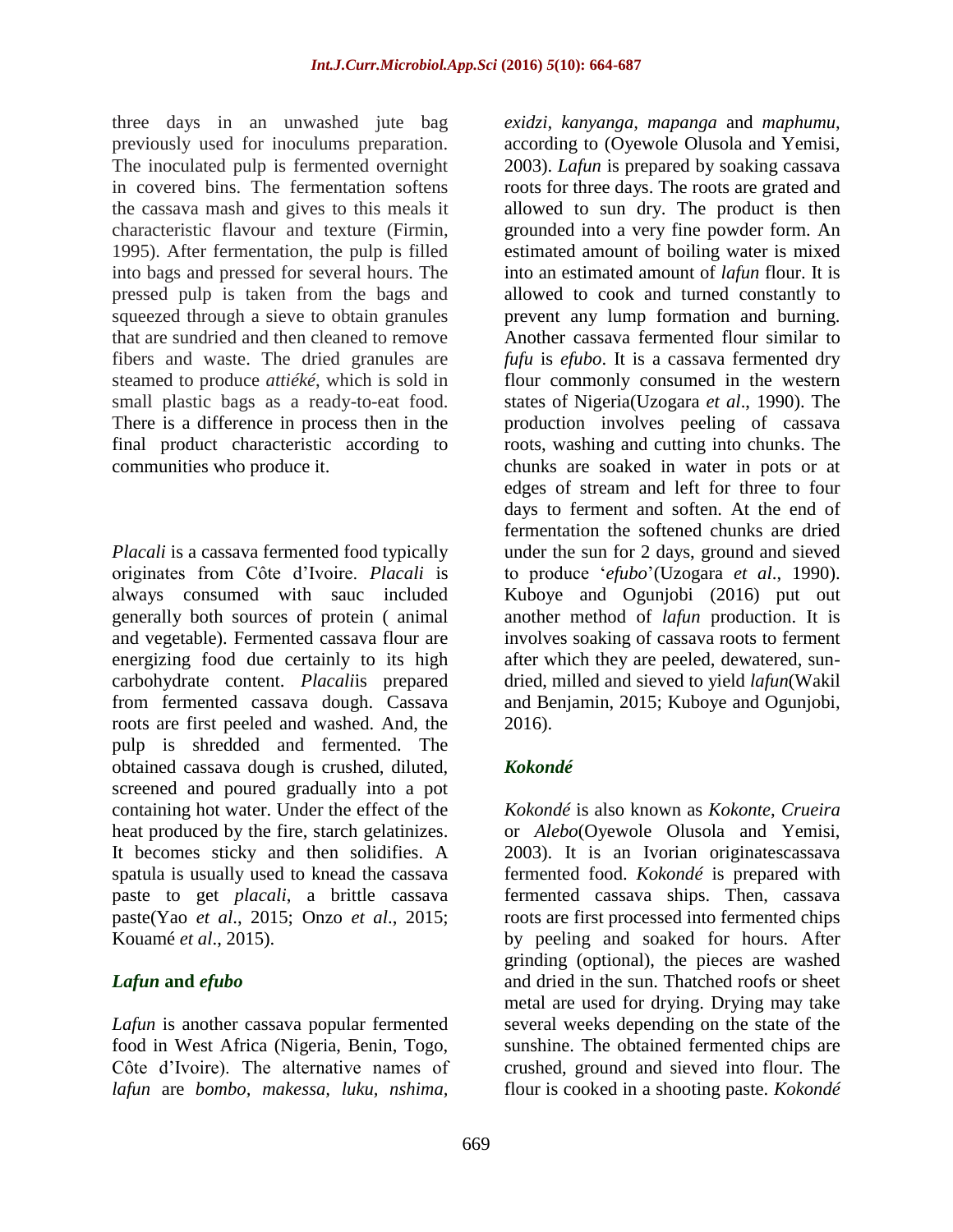three days in an unwashed jute bag previously used for inoculums preparation. The inoculated pulp is fermented overnight in covered bins. The fermentation softens the cassava mash and gives to this meals it characteristic flavour and texture (Firmin, 1995). After fermentation, the pulp is filled into bags and pressed for several hours. The pressed pulp is taken from the bags and squeezed through a sieve to obtain granules that are sundried and then cleaned to remove fibers and waste. The dried granules are steamed to produce *attiéké*, which is sold in small plastic bags as a ready-to-eat food. There is a difference in process then in the final product characteristic according to communities who produce it.

*Placali* is a cassava fermented food typically originates from Côte d'Ivoire. *Placali* is always consumed with sauc included generally both sources of protein ( animal and vegetable). Fermented cassava flour are energizing food due certainly to its high carbohydrate content. *Placali*is prepared from fermented cassava dough. Cassava roots are first peeled and washed. And, the pulp is shredded and fermented. The obtained cassava dough is crushed, diluted, screened and poured gradually into a pot containing hot water. Under the effect of the heat produced by the fire, starch gelatinizes. It becomes sticky and then solidifies. A spatula is usually used to knead the cassava paste to get *placali*, a brittle cassava paste(Yao *et al*., 2015; Onzo *et al*., 2015; Kouamé *et al*., 2015).

### *Lafun* and *efubo*

*Lafun* is another cassava popular fermented food in West Africa (Nigeria, Benin, Togo, Côte d'Ivoire). The alternative names of *lafun* are *bombo, makessa, luku, nshima, exidzi, kanyanga, mapanga* and *maphumu*, according to (Oyewole Olusola and Yemisi, 2003). *Lafun* is prepared by soaking cassava roots for three days. The roots are grated and allowed to sun dry. The product is then grounded into a very fine powder form. An estimated amount of boiling water is mixed into an estimated amount of *lafun* flour. It is allowed to cook and turned constantly to prevent any lump formation and burning. Another cassava fermented flour similar to *fufu* is *efubo*. It is a cassava fermented dry flour commonly consumed in the western states of Nigeria(Uzogara *et al*., 1990). The production involves peeling of cassava roots, washing and cutting into chunks. The chunks are soaked in water in pots or at edges of stream and left for three to four days to ferment and soften. At the end of fermentation the softened chunks are dried under the sun for 2 days, ground and sieved to produce '*efubo*'(Uzogara *et al*., 1990). Kuboye and Ogunjobi (2016) put out another method of *lafun* production. It is involves soaking of cassava roots to ferment after which they are peeled, dewatered, sun-dried, milled and sieved to yield *lafun*(Wakil and Benjamin, 2015; Kuboye and Ogunjobi, 2016).

### *Kokondé*

*Kokondé* is also known as *Kokonte*, *Crueira* or *Alebo*(Oyewole Olusola and Yemisi, 2003). It is an Ivorian originatescassava fermented food. *Kokondé* is prepared with fermented cassava ships. Then, cassava roots are first processed into fermented chips by peeling and soaked for hours. After grinding (optional), the pieces are washed and dried in the sun. Thatched roofs or sheet metal are used for drying. Drying may take several weeks depending on the state of the sunshine. The obtained fermented chips are crushed, ground and sieved into flour. The flour is cooked in a shooting paste. *Kokondé*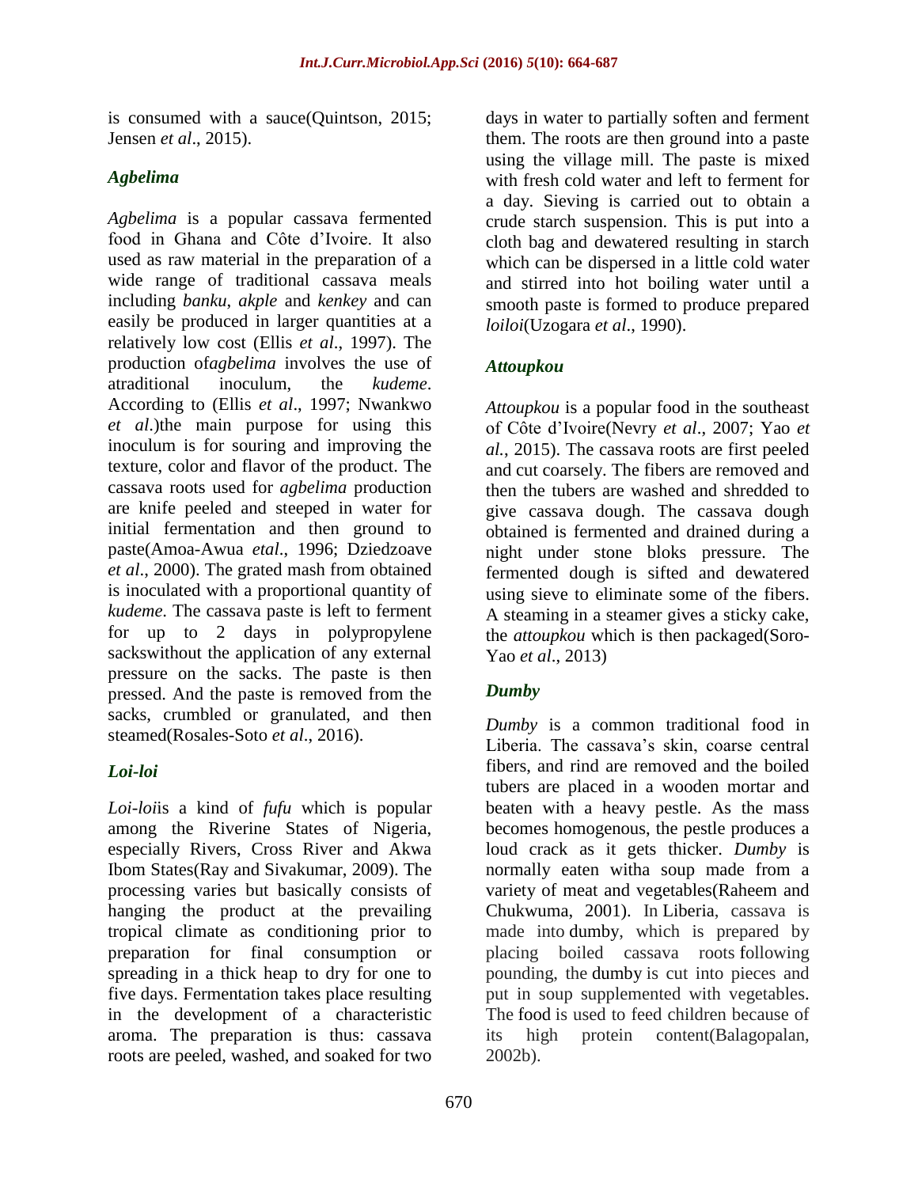is consumed with a sauce(Quintson, 2015; Jensen *et al*., 2015).

### *Agbelima*

*Agbelima* is a popular cassava fermented food in Ghana and Côte d'Ivoire. It also used as raw material in the preparation of a wide range of traditional cassava meals including *banku*, *akple* and *kenkey* and can easily be produced in larger quantities at a relatively low cost (Ellis *et al*., 1997). The production of*agbelima* involves the use of atraditional inoculum, the *kudeme*. According to (Ellis *et al*., 1997; Nwankwo *et al*.)the main purpose for using this inoculum is for souring and improving the texture, color and flavor of the product. The cassava roots used for *agbelima* production are knife peeled and steeped in water for initial fermentation and then ground to paste(Amoa-Awua *etal*., 1996; Dziedzoave *et al*., 2000). The grated mash from obtained is inoculated with a proportional quantity of *kudeme*. The cassava paste is left to ferment for up to 2 days in polypropylene sackswithout the application of any external pressure on the sacks. The paste is then pressed. And the paste is removed from the sacks, crumbled or granulated, and then steamed(Rosales-Soto *et al*., 2016).

### *Loi-loi*

*Loi-loi*is a kind of *fufu* which is popular among the Riverine States of Nigeria, especially Rivers, Cross River and Akwa Ibom States(Ray and Sivakumar, 2009). The processing varies but basically consists of hanging the product at the prevailing tropical climate as conditioning prior to preparation for final consumption or spreading in a thick heap to dry for one to five days. Fermentation takes place resulting in the development of a characteristic aroma. The preparation is thus: cassava roots are peeled, washed, and soaked for two days in water to partially soften and ferment them. The roots are then ground into a paste using the village mill. The paste is mixed with fresh cold water and left to ferment for a day. Sieving is carried out to obtain a crude starch suspension. This is put into a cloth bag and dewatered resulting in starch which can be dispersed in a little cold water and stirred into hot boiling water until a smooth paste is formed to produce prepared *loiloi*(Uzogara *et al*., 1990).

### *Attoupkou*

*Attoupkou* is a popular food in the southeast of Côte d'Ivoire(Nevry *et al*., 2007; Yao *et al.*, 2015). The cassava roots are first peeled and cut coarsely. The fibers are removed and then the tubers are washed and shredded to give cassava dough. The cassava dough obtained is fermented and drained during a night under stone bloks pressure. The fermented dough is sifted and dewatered using sieve to eliminate some of the fibers. A steaming in a steamer gives a sticky cake, the *attoupkou* which is then packaged(Soro-Yao *et al*., 2013)

### *Dumby*

*Dumby* is a common traditional food in Liberia. The cassava's skin, coarse central fibers, and rind are removed and the boiled tubers are placed in a wooden mortar and beaten with a heavy pestle. As the mass becomes homogenous, the pestle produces a loud crack as it gets thicker. *Dumby* is normally eaten witha soup made from a variety of meat and vegetables(Raheem and Chukwuma, 2001). In Liberia, cassava is made into dumby, which is prepared by placing boiled cassava roots following pounding, the dumby is cut into pieces and put in soup supplemented with vegetables. The food is used to feed children because of its high protein content(Balagopalan, 2002b).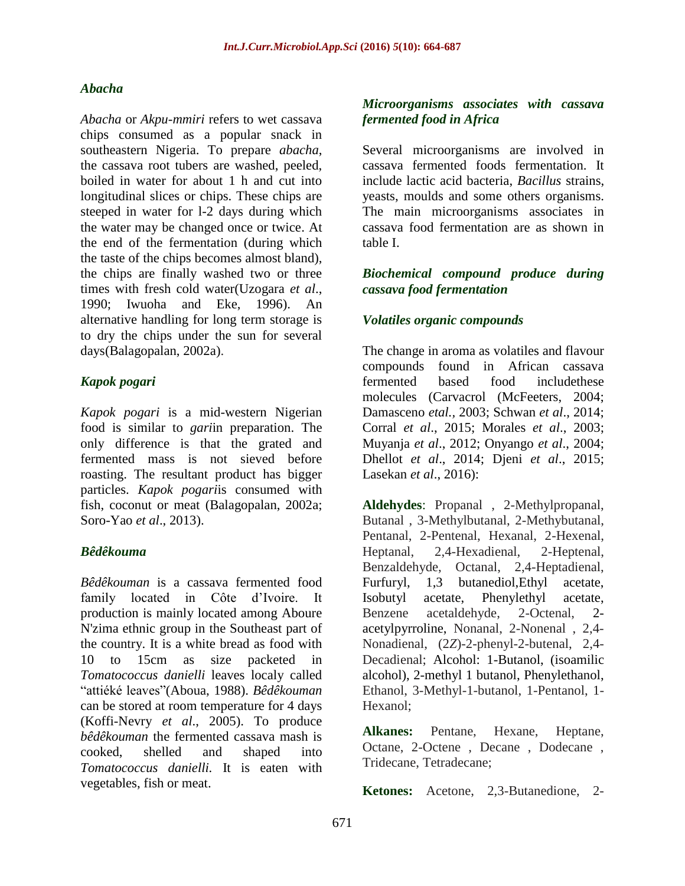### *Abacha*

*Abacha* or *Akpu-mmiri* refers to wet cassava chips consumed as a popular snack in southeastern Nigeria. To prepare *abacha*, the cassava root tubers are washed, peeled, boiled in water for about 1 h and cut into longitudinal slices or chips. These chips are steeped in water for l-2 days during which the water may be changed once or twice. At the end of the fermentation (during which the taste of the chips becomes almost bland), the chips are finally washed two or three times with fresh cold water(Uzogara *et al*., 1990; Iwuoha and Eke, 1996). An alternative handling for long term storage is to dry the chips under the sun for several days(Balagopalan, 2002a).

### *Kapok pogari*

*Kapok pogari* is a mid-western Nigerian food is similar to *gari*in preparation. The only difference is that the grated and fermented mass is not sieved before roasting. The resultant product has bigger particles. *Kapok pogari*is consumed with fish, coconut or meat (Balagopalan, 2002a; Soro-Yao *et al*., 2013).

### *Bêdêkouma*

*Bêdêkouman* is a cassava fermented food family located in Côte d'Ivoire. It production is mainly located among Aboure N'zima ethnic group in the Southeast part of the country. It is a white bread as food with 10 to 15cm as size packeted in *Tomatococcus danielli* leaves localy called "attiéké leaves"(Aboua, 1988). *Bêdêkouman* can be stored at room temperature for 4 days (Koffi-Nevry *et al*., 2005). To produce *bêdêkouman* the fermented cassava mash is cooked, shelled and shaped into *Tomatococcus danielli.* It is eaten with vegetables, fish or meat.

### *Microorganisms associates with cassava fermented food in Africa*

Several microorganisms are involved in cassava fermented foods fermentation. It include lactic acid bacteria, *Bacillus* strains, yeasts, moulds and some others organisms. The main microorganisms associates in cassava food fermentation are as shown in table I.

### *Biochemical compound produce during cassava food fermentation*

### *Volatiles organic compounds*

The change in aroma as volatiles and flavour compounds found in African cassava fermented based food includethese molecules (Carvacrol (McFeeters, 2004; Damasceno *etal.*, 2003; Schwan *et al*., 2014; Corral *et al*., 2015; Morales *et al*., 2003; Muyanja *et al*., 2012; Onyango *et al*., 2004; Dhellot *et al*., 2014; Djeni *et al*., 2015; Lasekan *et al*., 2016):

**Aldehydes**: Propanal , 2-Methylpropanal, Butanal , 3-Methylbutanal, 2-Methybutanal, Pentanal, 2-Pentenal, Hexanal, 2-Hexenal, Heptanal, 2,4-Hexadienal, 2-Heptenal, Benzaldehyde, Octanal, 2,4-Heptadienal, Furfuryl, 1,3 butanediol,Ethyl acetate, Isobutyl acetate, Phenylethyl acetate, Benzene acetaldehyde, 2-Octenal, 2-acetylpyrroline, Nonanal, 2-Nonenal , 2,4-Nonadienal, (2*Z*)-2-phenyl-2-butenal, 2,4-Decadienal; Alcohol: 1-Butanol, (isoamilic alcohol), 2-methyl 1 butanol, Phenylethanol, Ethanol, 3-Methyl-1-butanol, 1-Pentanol, 1-Hexanol;

**Alkanes:** Pentane, Hexane, Heptane, Octane, 2-Octene , Decane , Dodecane , Tridecane, Tetradecane;

**Ketones:** Acetone, 2,3-Butanedione, 2-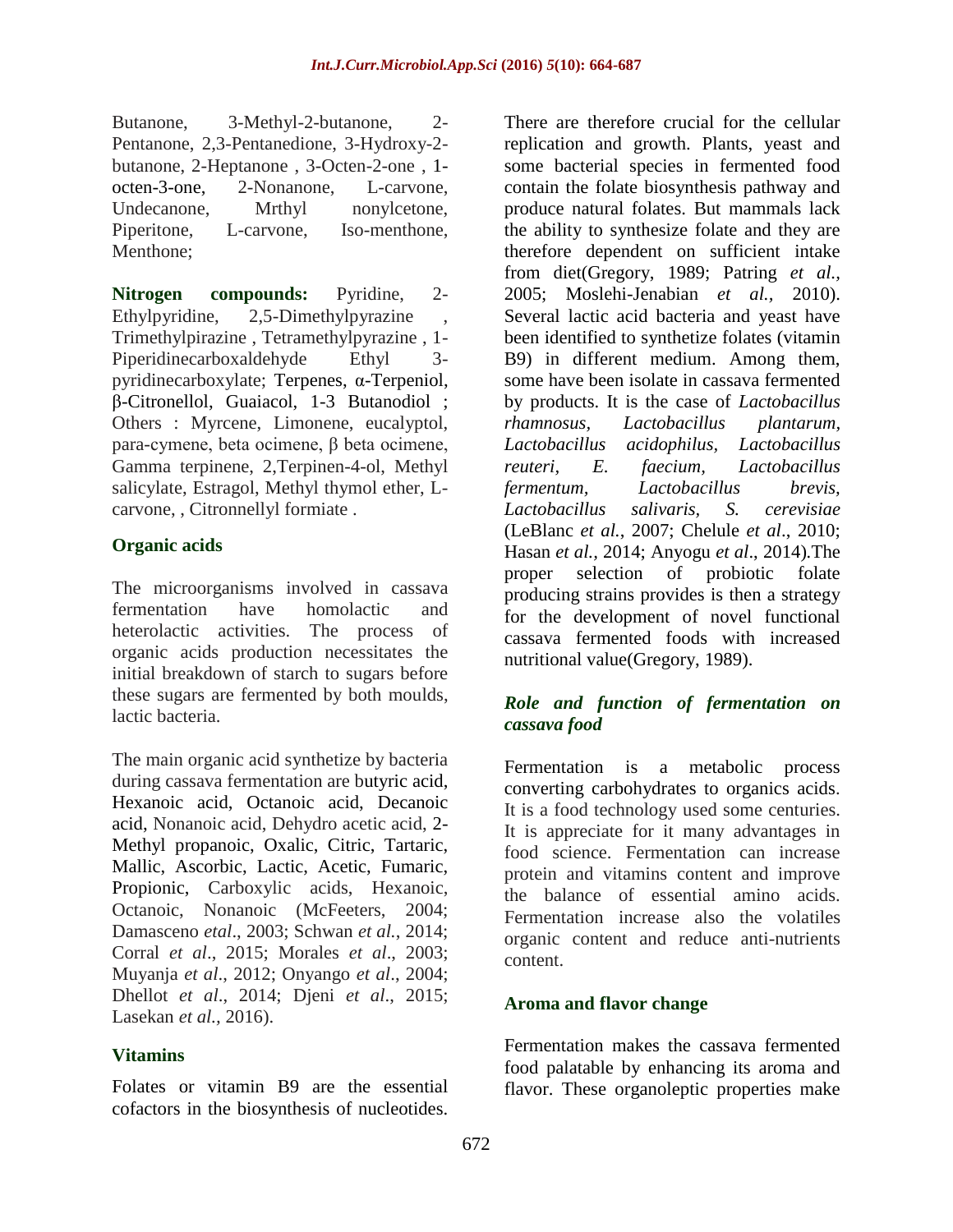Butanone, 3-Methyl-2-butanone, 2-Pentanone, 2,3-Pentanedione, 3-Hydroxy-2-butanone, 2-Heptanone , 3-Octen-2-one , 1-octen-3-one, 2-Nonanone, L-carvone, Undecanone, Mrthyl nonylcetone, Piperitone, L-carvone, Iso-menthone, Menthone;

**Nitrogen compounds:** Pyridine, 2-Ethylpyridine, 2,5-Dimethylpyrazine , Trimethylpirazine , Tetramethylpyrazine , 1-Piperidinecarboxaldehyde Ethyl 3-pyridinecarboxylate; Terpenes, α-Terpeniol, β-Citronellol, Guaiacol, 1-3 Butanodiol ; Others : Myrcene, Limonene, eucalyptol, para-cymene, beta ocimene, β beta ocimene, Gamma terpinene, 2,Terpinen-4-ol, Methyl salicylate, Estragol, Methyl thymol ether, L-carvone, , Citronnellyl formiate .

## Organic acids

The microorganisms involved in cassava fermentation have homolactic and heterolactic activities. The process of organic acids production necessitates the initial breakdown of starch to sugars before these sugars are fermented by both moulds, lactic bacteria.

The main organic acid synthetize by bacteria during cassava fermentation are butyric acid, Hexanoic acid, Octanoic acid, Decanoic acid, Nonanoic acid, Dehydro acetic acid, 2-Methyl propanoic, Oxalic, Citric, Tartaric, Mallic, Ascorbic, Lactic, Acetic, Fumaric, Propionic, Carboxylic acids, Hexanoic, Octanoic, Nonanoic (McFeeters, 2004; Damasceno *etal*., 2003; Schwan *et al.*, 2014; Corral *et al*., 2015; Morales *et al*., 2003; Muyanja *et al*., 2012; Onyango *et al*., 2004; Dhellot *et al*., 2014; Djeni *et al*., 2015; Lasekan *et al.*, 2016).

## Vitamins

Folates or vitamin B9 are the essential cofactors in the biosynthesis of nucleotides. There are therefore crucial for the cellular replication and growth. Plants, yeast and some bacterial species in fermented food contain the folate biosynthesis pathway and produce natural folates. But mammals lack the ability to synthesize folate and they are therefore dependent on sufficient intake from diet(Gregory, 1989; Patring *et al.*, 2005; Moslehi-Jenabian *et al.,* 2010). Several lactic acid bacteria and yeast have been identified to synthetize folates (vitamin B9) in different medium. Among them, some have been isolate in cassava fermented by products. It is the case of *Lactobacillus rhamnosus, Lactobacillus plantarum, Lactobacillus acidophilus, Lactobacillus reuteri, E. faecium, Lactobacillus fermentum, Lactobacillus brevis, Lactobacillus salivaris, S. cerevisiae* (LeBlanc *et al.*, 2007; Chelule *et al*., 2010; Hasan *et al.,* 2014; Anyogu *et al*., 2014).The proper selection of probiotic folate producing strains provides is then a strategy for the development of novel functional cassava fermented foods with increased nutritional value(Gregory, 1989).

### *Role and function of fermentation on cassava food*

Fermentation is a metabolic process converting carbohydrates to organics acids. It is a food technology used some centuries. It is appreciate for it many advantages in food science. Fermentation can increase protein and vitamins content and improve the balance of essential amino acids. Fermentation increase also the volatiles organic content and reduce anti-nutrients content.

## Aroma and flavor change

Fermentation makes the cassava fermented food palatable by enhancing its aroma and flavor. These organoleptic properties make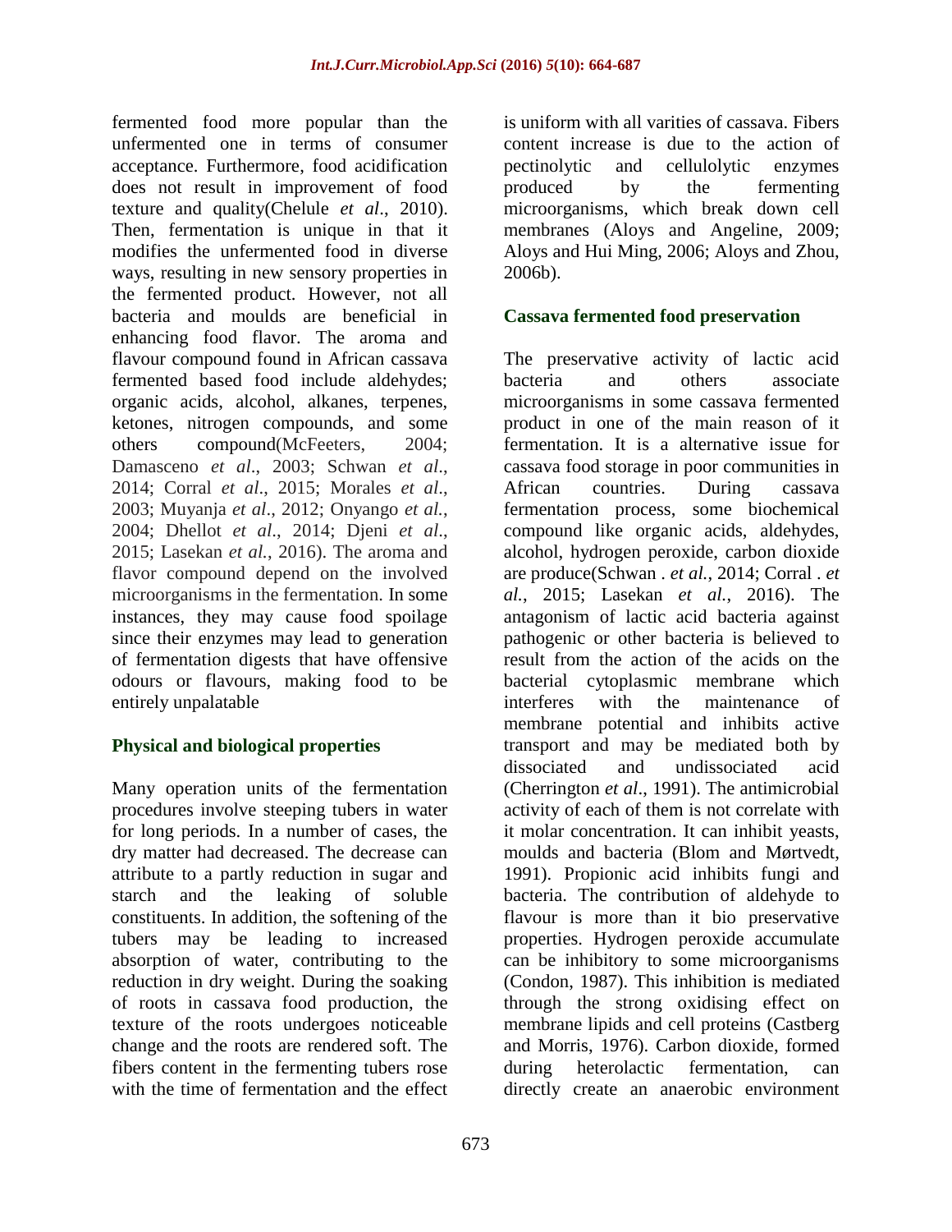fermented food more popular than the unfermented one in terms of consumer acceptance. Furthermore, food acidification does not result in improvement of food texture and quality(Chelule *et al*., 2010). Then, fermentation is unique in that it modifies the unfermented food in diverse ways, resulting in new sensory properties in the fermented product. However, not all bacteria and moulds are beneficial in enhancing food flavor. The aroma and flavour compound found in African cassava fermented based food include aldehydes; organic acids, alcohol, alkanes, terpenes, ketones, nitrogen compounds, and some others compound(McFeeters, 2004; Damasceno *et al*., 2003; Schwan *et al*., 2014; Corral *et al*., 2015; Morales *et al*., 2003; Muyanja *et al*., 2012; Onyango *et al*., 2004; Dhellot *et al*., 2014; Djeni *et al*., 2015; Lasekan *et al.*, 2016). The aroma and flavor compound depend on the involved microorganisms in the fermentation. In some instances, they may cause food spoilage since their enzymes may lead to generation of fermentation digests that have offensive odours or flavours, making food to be entirely unpalatable

## Physical and biological properties

Many operation units of the fermentation procedures involve steeping tubers in water for long periods. In a number of cases, the dry matter had decreased. The decrease can attribute to a partly reduction in sugar and starch and the leaking of soluble constituents. In addition, the softening of the tubers may be leading to increased absorption of water, contributing to the reduction in dry weight. During the soaking of roots in cassava food production, the texture of the roots undergoes noticeable change and the roots are rendered soft. The fibers content in the fermenting tubers rose with the time of fermentation and the effect is uniform with all varities of cassava. Fibers content increase is due to the action of pectinolytic and cellulolytic enzymes produced by the fermenting microorganisms, which break down cell membranes (Aloys and Angeline, 2009; Aloys and Hui Ming, 2006; Aloys and Zhou, 2006b).

## Cassava fermented food preservation

The preservative activity of lactic acid bacteria and others associate microorganisms in some cassava fermented product in one of the main reason of it fermentation. It is a alternative issue for cassava food storage in poor communities in African countries. During cassava fermentation process, some biochemical compound like organic acids, aldehydes, alcohol, hydrogen peroxide, carbon dioxide are produce(Schwan . *et al.*, 2014; Corral . *et al.*, 2015; Lasekan *et al.*, 2016). The antagonism of lactic acid bacteria against pathogenic or other bacteria is believed to result from the action of the acids on the bacterial cytoplasmic membrane which interferes with the maintenance of membrane potential and inhibits active transport and may be mediated both by dissociated and undissociated acid (Cherrington *et al*., 1991). The antimicrobial activity of each of them is not correlate with it molar concentration. It can inhibit yeasts, moulds and bacteria (Blom and Mørtvedt, 1991). Propionic acid inhibits fungi and bacteria. The contribution of aldehyde to flavour is more than it bio preservative properties. Hydrogen peroxide accumulate can be inhibitory to some microorganisms (Condon, 1987). This inhibition is mediated through the strong oxidising effect on membrane lipids and cell proteins (Castberg and Morris, 1976). Carbon dioxide, formed during heterolactic fermentation, can directly create an anaerobic environment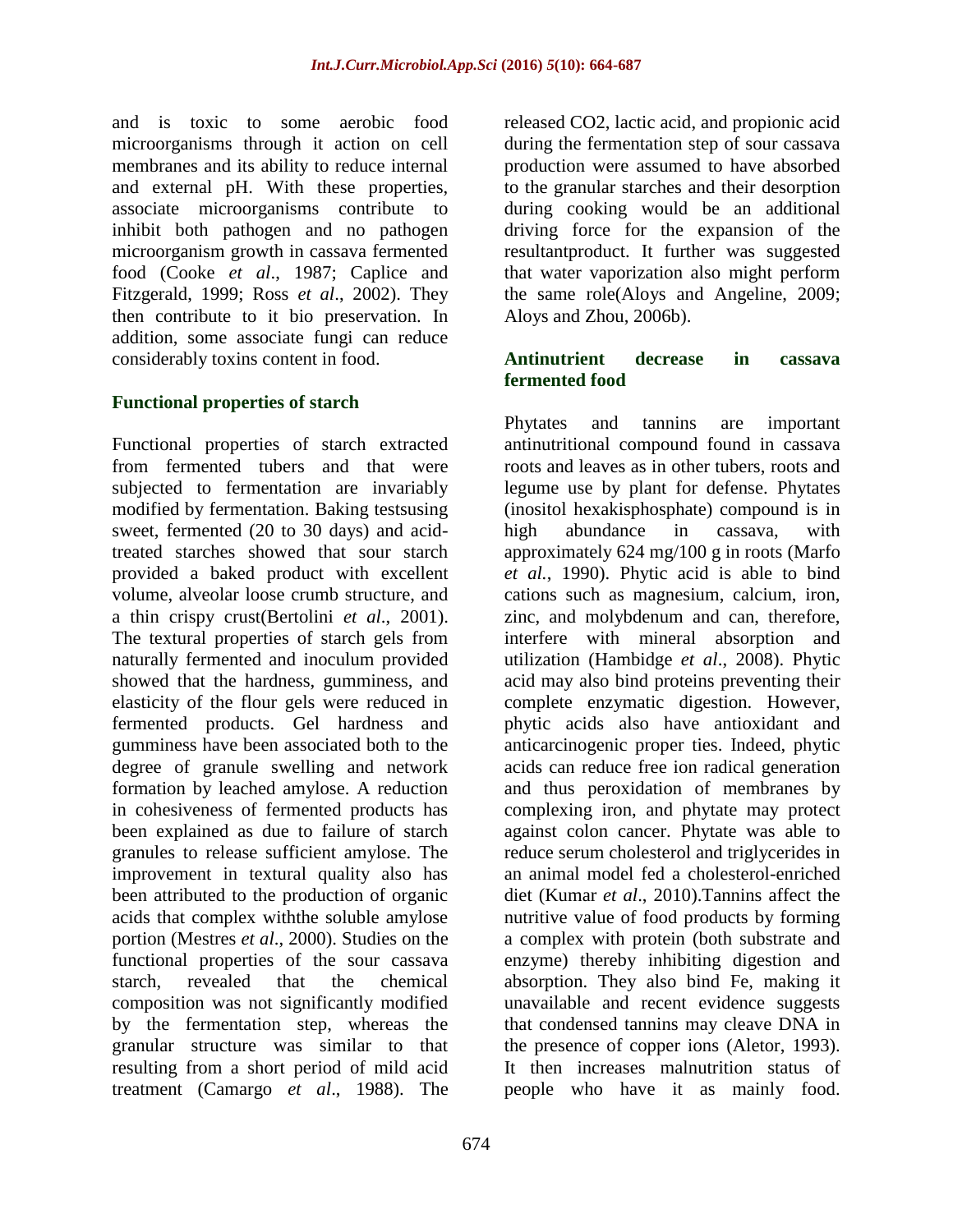and is toxic to some aerobic food microorganisms through it action on cell membranes and its ability to reduce internal and external pH. With these properties, associate microorganisms contribute to inhibit both pathogen and no pathogen microorganism growth in cassava fermented food (Cooke *et al*., 1987; Caplice and Fitzgerald, 1999; Ross *et al*., 2002). They then contribute to it bio preservation. In addition, some associate fungi can reduce considerably toxins content in food.

## Functional properties of starch

Functional properties of starch extracted from fermented tubers and that were subjected to fermentation are invariably modified by fermentation. Baking testsusing sweet, fermented (20 to 30 days) and acid-treated starches showed that sour starch provided a baked product with excellent volume, alveolar loose crumb structure, and a thin crispy crust(Bertolini *et al*., 2001). The textural properties of starch gels from naturally fermented and inoculum provided showed that the hardness, gumminess, and elasticity of the flour gels were reduced in fermented products. Gel hardness and gumminess have been associated both to the degree of granule swelling and network formation by leached amylose. A reduction in cohesiveness of fermented products has been explained as due to failure of starch granules to release sufficient amylose. The improvement in textural quality also has been attributed to the production of organic acids that complex withthe soluble amylose portion (Mestres *et al*., 2000). Studies on the functional properties of the sour cassava starch, revealed that the chemical composition was not significantly modified by the fermentation step, whereas the granular structure was similar to that resulting from a short period of mild acid treatment (Camargo *et al*., 1988). The released CO2, lactic acid, and propionic acid during the fermentation step of sour cassava production were assumed to have absorbed to the granular starches and their desorption during cooking would be an additional driving force for the expansion of the resultantproduct. It further was suggested that water vaporization also might perform the same role(Aloys and Angeline, 2009; Aloys and Zhou, 2006b).

## Antinutrient decrease in cassava fermented food

Phytates and tannins are important antinutritional compound found in cassava roots and leaves as in other tubers, roots and legume use by plant for defense. Phytates (inositol hexakisphosphate) compound is in high abundance in cassava, with approximately 624 mg/100 g in roots (Marfo *et al.*, 1990). Phytic acid is able to bind cations such as magnesium, calcium, iron, zinc, and molybdenum and can, therefore, interfere with mineral absorption and utilization (Hambidge *et al*., 2008). Phytic acid may also bind proteins preventing their complete enzymatic digestion. However, phytic acids also have antioxidant and anticarcinogenic proper ties. Indeed, phytic acids can reduce free ion radical generation and thus peroxidation of membranes by complexing iron, and phytate may protect against colon cancer. Phytate was able to reduce serum cholesterol and triglycerides in an animal model fed a cholesterol-enriched diet (Kumar *et al*., 2010).Tannins affect the nutritive value of food products by forming a complex with protein (both substrate and enzyme) thereby inhibiting digestion and absorption. They also bind Fe, making it unavailable and recent evidence suggests that condensed tannins may cleave DNA in the presence of copper ions (Aletor, 1993). It then increases malnutrition status of people who have it as mainly food.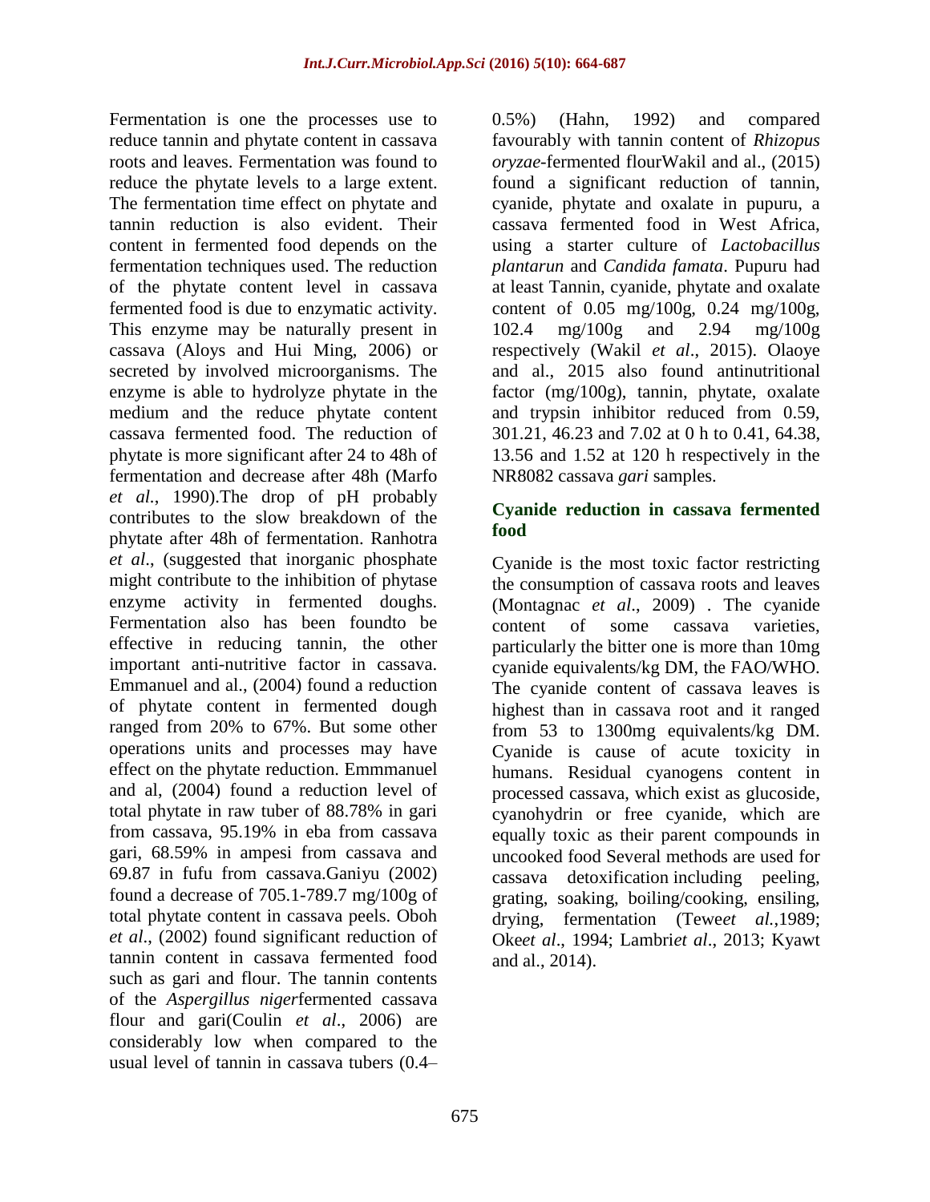Fermentation is one the processes use to reduce tannin and phytate content in cassava roots and leaves. Fermentation was found to reduce the phytate levels to a large extent. The fermentation time effect on phytate and tannin reduction is also evident. Their content in fermented food depends on the fermentation techniques used. The reduction of the phytate content level in cassava fermented food is due to enzymatic activity. This enzyme may be naturally present in cassava (Aloys and Hui Ming, 2006) or secreted by involved microorganisms. The enzyme is able to hydrolyze phytate in the medium and the reduce phytate content cassava fermented food. The reduction of phytate is more significant after 24 to 48h of fermentation and decrease after 48h (Marfo *et al*., 1990).The drop of pH probably contributes to the slow breakdown of the phytate after 48h of fermentation. Ranhotra *et al*., (suggested that inorganic phosphate might contribute to the inhibition of phytase enzyme activity in fermented doughs. Fermentation also has been foundto be effective in reducing tannin, the other important anti-nutritive factor in cassava. Emmanuel and al., (2004) found a reduction of phytate content in fermented dough ranged from 20% to 67%. But some other operations units and processes may have effect on the phytate reduction. Emmmanuel and al, (2004) found a reduction level of total phytate in raw tuber of 88.78% in gari from cassava, 95.19% in eba from cassava gari, 68.59% in ampesi from cassava and 69.87 in fufu from cassava.Ganiyu (2002) found a decrease of 705.1-789.7 mg/100g of total phytate content in cassava peels. Oboh *et al*., (2002) found significant reduction of tannin content in cassava fermented food such as gari and flour. The tannin contents of the *Aspergillus niger*fermented cassava flour and gari(Coulin *et al*., 2006) are considerably low when compared to the usual level of tannin in cassava tubers (0.4–0.5%) (Hahn, 1992) and compared favourably with tannin content of *Rhizopus oryzae*-fermented flourWakil and al., (2015) found a significant reduction of tannin, cyanide, phytate and oxalate in pupuru, a cassava fermented food in West Africa, using a starter culture of *Lactobacillus plantarun* and *Candida famata*. Pupuru had at least Tannin, cyanide, phytate and oxalate content of 0.05 mg/100g, 0.24 mg/100g, 102.4 mg/100g and 2.94 mg/100g respectively (Wakil *et al*., 2015). Olaoye and al., 2015 also found antinutritional factor (mg/100g), tannin, phytate, oxalate and trypsin inhibitor reduced from 0.59, 301.21, 46.23 and 7.02 at 0 h to 0.41, 64.38, 13.56 and 1.52 at 120 h respectively in the NR8082 cassava *gari* samples.

## Cyanide reduction in cassava fermented food

Cyanide is the most toxic factor restricting the consumption of cassava roots and leaves (Montagnac *et al*., 2009) . The cyanide content of some cassava varieties, particularly the bitter one is more than 10mg cyanide equivalents/kg DM, the FAO/WHO. The cyanide content of cassava leaves is highest than in cassava root and it ranged from 53 to 1300mg equivalents/kg DM. Cyanide is cause of acute toxicity in humans. Residual cyanogens content in processed cassava, which exist as glucoside, cyanohydrin or free cyanide, which are equally toxic as their parent compounds in uncooked food Several methods are used for cassava detoxification including peeling, grating, soaking, boiling/cooking, ensiling, drying, fermentation (Tewe*et al.*,1989; Oke*et al*., 1994; Lambri*et al*., 2013; Kyawt and al., 2014).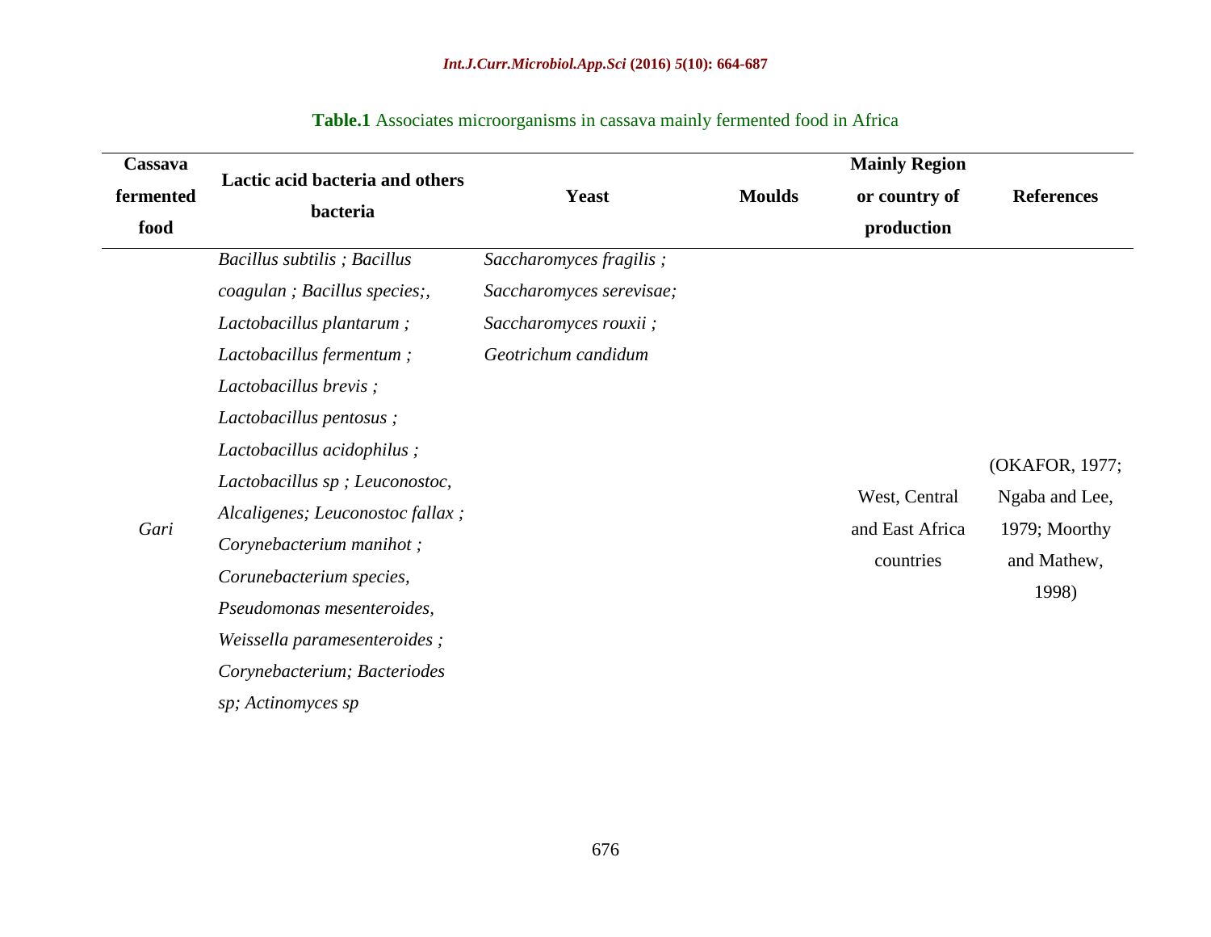**Table.1** Associates microorganisms in cassava mainly fermented food in Africa

| Cassava fermented food | Lactic acid bacteria and others bacteria | Yeast | Moulds | Mainly Region or country of production | References |
|---|---|---|---|---|---|
| *Gari* | *Bacillus subtilis ; Bacillus coagulan ; Bacillus species;, Lactobacillus plantarum ; Lactobacillus fermentum ; Lactobacillus brevis ; Lactobacillus pentosus ; Lactobacillus acidophilus ; Lactobacillus sp ; Leuconostoc, Alcaligenes; Leuconostoc fallax ; Corynebacterium manihot ; Corunebacterium species, Pseudomonas mesenteroides, Weissella paramesenteroides ; Corynebacterium; Bacteriodes sp; Actinomyces sp* | *Saccharomyces fragilis ; Saccharomyces serevisae; Saccharomyces rouxii ; Geotrichum candidum* | | West, Central and East Africa countries | (OKAFOR, 1977; Ngaba and Lee, 1979; Moorthy and Mathew, 1998) |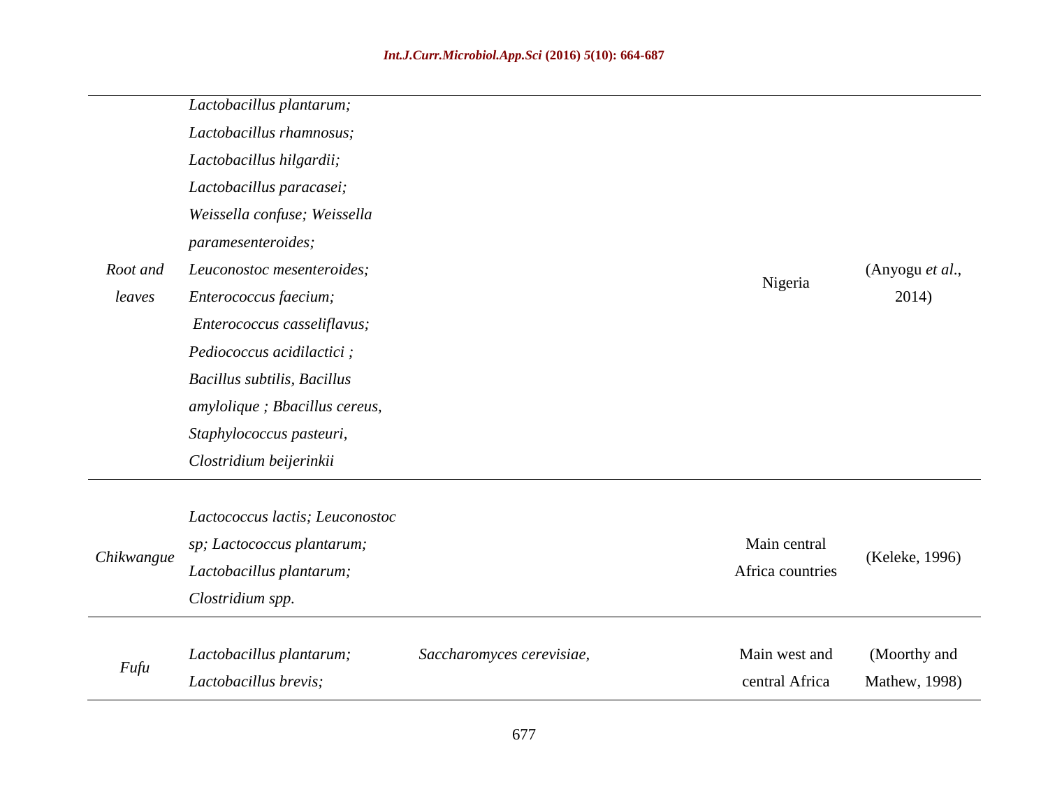| | | | | |
|---|---|---|---|---|
| *Root and leaves* | *Lactobacillus plantarum; Lactobacillus rhamnosus; Lactobacillus hilgardii; Lactobacillus paracasei; Weissella confuse; Weissella paramesenteroides; Leuconostoc mesenteroides; Enterococcus faecium; Enterococcus casseliflavus; Pediococcus acidilactici ; Bacillus subtilis, Bacillus amylolique ; Bbacillus cereus, Staphylococcus pasteuri, Clostridium beijerinkii* | | Nigeria | (Anyogu *et al*., 2014) |
| *Chikwangue* | *Lactococcus lactis; Leuconostoc sp; Lactococcus plantarum; Lactobacillus plantarum; Clostridium spp.* | | Main central Africa countries | (Keleke, 1996) |
| *Fufu* | *Lactobacillus plantarum; Lactobacillus brevis;* | *Saccharomyces cerevisiae,* | Main west and central Africa | (Moorthy and Mathew, 1998) |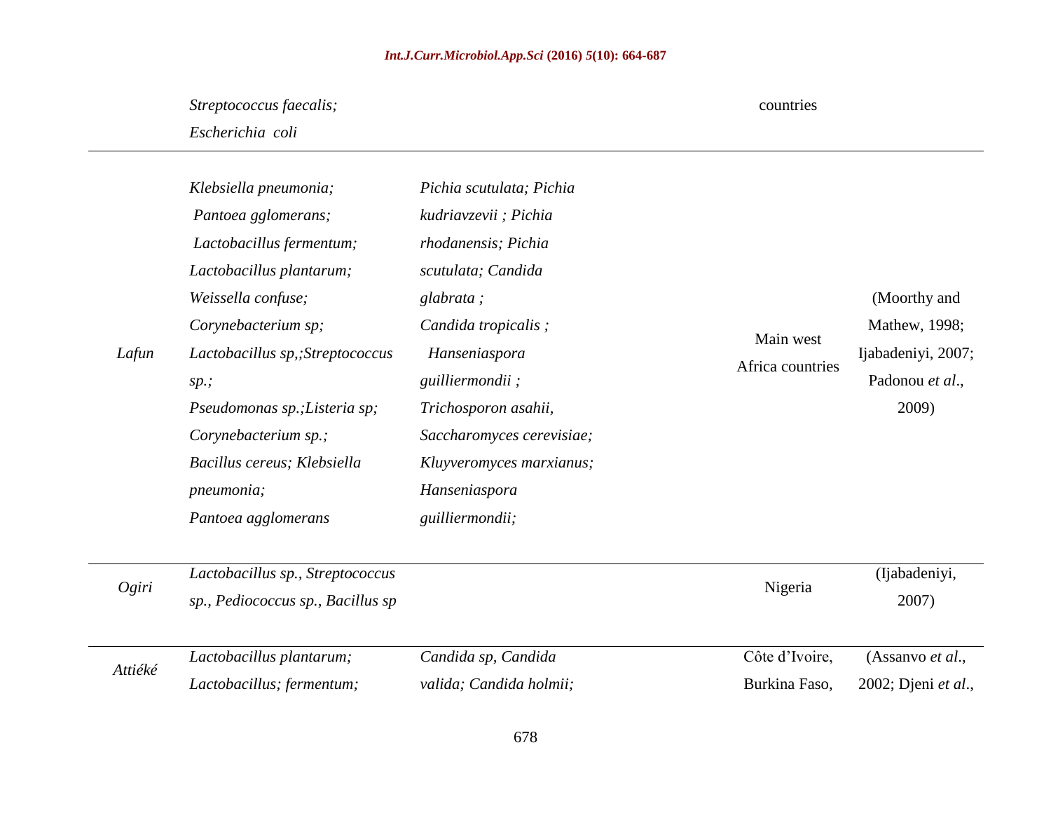| | | | | |
|---|---|---|---|---|
| | *Streptococcus faecalis; Escherichia coli* | | countries | |
| *Lafun* | *Klebsiella pneumonia; Pantoea gglomerans; Lactobacillus fermentum; Lactobacillus plantarum; Weissella confuse; Corynebacterium sp; Lactobacillus sp,;Streptococcus sp.; Pseudomonas sp.;Listeria sp; Corynebacterium sp.; Bacillus cereus; Klebsiella pneumonia; Pantoea agglomerans* | *Pichia scutulata; Pichia kudriavzevii ; Pichia rhodanensis; Pichia scutulata; Candida glabrata ; Candida tropicalis ; Hanseniaspora guilliermondii ; Trichosporon asahii, Saccharomyces cerevisiae; Kluyveromyces marxianus; Hanseniaspora guilliermondii;* | Main west Africa countries | (Moorthy and Mathew, 1998; Ijabadeniyi, 2007; Padonou *et al*., 2009) |
| *Ogiri* | *Lactobacillus sp., Streptococcus sp., Pediococcus sp., Bacillus sp* | | Nigeria | (Ijabadeniyi, 2007) |
| *Attiéké* | *Lactobacillus plantarum; Lactobacillus; fermentum;* | *Candida sp, Candida valida; Candida holmii;* | Côte d'Ivoire, Burkina Faso, | (Assanvo *et al*., 2002; Djeni *et al*., |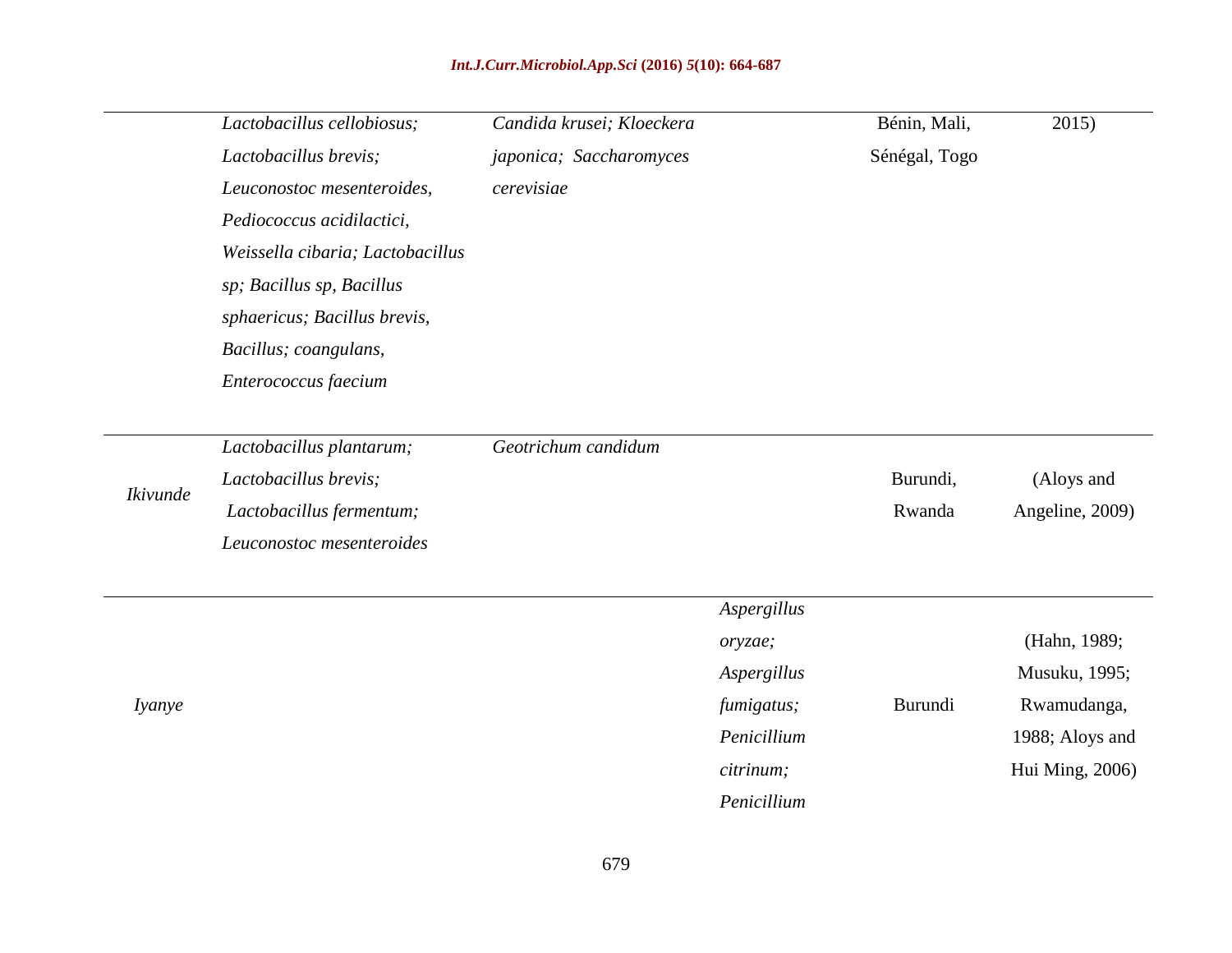| | | | | | |
|---|---|---|---|---|---|
| | *Lactobacillus cellobiosus; Lactobacillus brevis; Leuconostoc mesenteroides, Pediococcus acidilactici, Weissella cibaria; Lactobacillus sp; Bacillus sp, Bacillus sphaericus; Bacillus brevis, Bacillus; coangulans, Enterococcus faecium* | *Candida krusei; Kloeckera japonica; Saccharomyces cerevisiae* | | Bénin, Mali, Sénégal, Togo | 2015) |
| *Ikivunde* | *Lactobacillus plantarum; Lactobacillus brevis; Lactobacillus fermentum; Leuconostoc mesenteroides* | *Geotrichum candidum* | | Burundi, Rwanda | (Aloys and Angeline, 2009) |
| *Iyanye* | | | *Aspergillus oryzae; Aspergillus fumigatus; Penicillium citrinum; Penicillium* | Burundi | (Hahn, 1989; Musuku, 1995; Rwamudanga, 1988; Aloys and Hui Ming, 2006) |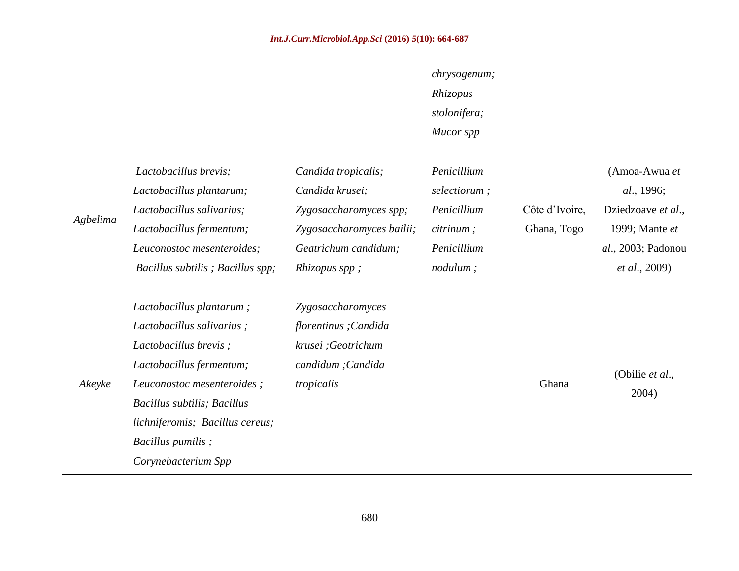| | | | | | |
|---|---|---|---|---|---|
| | | | *chrysogenum; Rhizopus stolonifera; Mucor spp* | | |
| *Agbelima* | *Lactobacillus brevis; Lactobacillus plantarum; Lactobacillus salivarius; Lactobacillus fermentum; Leuconostoc mesenteroides; Bacillus subtilis ; Bacillus spp;* | *Candida tropicalis; Candida krusei; Zygosaccharomyces spp; Zygosaccharomyces bailii; Geatrichum candidum; Rhizopus spp ;* | *Penicillium selectiorum ; Penicillium citrinum ; Penicillium nodulum ;* | Côte d'Ivoire, Ghana, Togo | (Amoa-Awua *et al*., 1996; Dziedzoave *et al*., 1999; Mante *et al*., 2003; Padonou *et al*., 2009) |
| *Akeyke* | *Lactobacillus plantarum ; Lactobacillus salivarius ; Lactobacillus brevis ; Lactobacillus fermentum; Leuconostoc mesenteroides ; Bacillus subtilis; Bacillus lichniferomis; Bacillus cereus; Bacillus pumilis ; Corynebacterium Spp* | *Zygosaccharomyces florentinus ;Candida krusei ;Geotrichum candidum ;Candida tropicalis* | | Ghana | (Obilie *et al*., 2004) |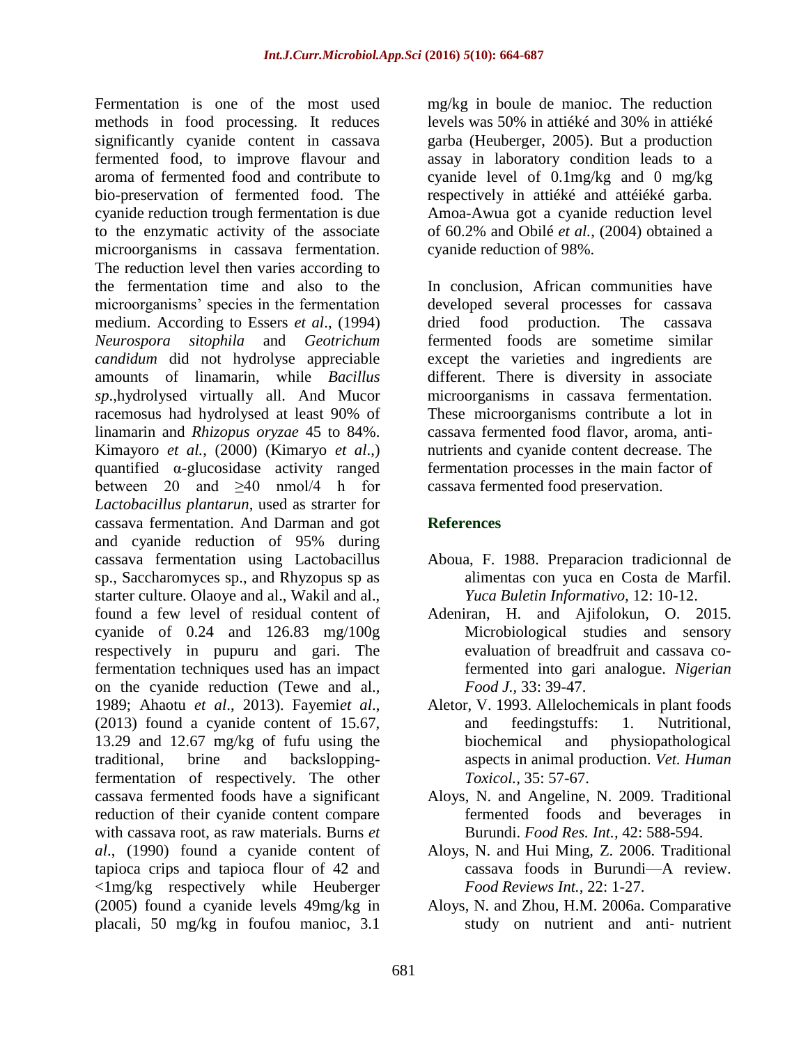Fermentation is one of the most used methods in food processing. It reduces significantly cyanide content in cassava fermented food, to improve flavour and aroma of fermented food and contribute to bio-preservation of fermented food. The cyanide reduction trough fermentation is due to the enzymatic activity of the associate microorganisms in cassava fermentation. The reduction level then varies according to the fermentation time and also to the microorganisms' species in the fermentation medium. According to Essers *et al*., (1994) *Neurospora sitophila* and *Geotrichum candidum* did not hydrolyse appreciable amounts of linamarin, while *Bacillus sp*.,hydrolysed virtually all. And Mucor racemosus had hydrolysed at least 90% of linamarin and *Rhizopus oryzae* 45 to 84%. Kimayoro *et al.*, (2000) (Kimaryo *et al*.,) quantified α-glucosidase activity ranged between 20 and ≥40 nmol/4 h for *Lactobacillus plantarun*, used as strarter for cassava fermentation. And Darman and got and cyanide reduction of 95% during cassava fermentation using Lactobacillus sp., Saccharomyces sp., and Rhyzopus sp as starter culture. Olaoye and al., Wakil and al., found a few level of residual content of cyanide of 0.24 and 126.83 mg/100g respectively in pupuru and gari. The fermentation techniques used has an impact on the cyanide reduction (Tewe and al., 1989; Ahaotu *et al*., 2013). Fayemi*et al*., (2013) found a cyanide content of 15.67, 13.29 and 12.67 mg/kg of fufu using the traditional, brine and backslopping-fermentation of respectively. The other cassava fermented foods have a significant reduction of their cyanide content compare with cassava root, as raw materials. Burns *et al*., (1990) found a cyanide content of tapioca crips and tapioca flour of 42 and <1mg/kg respectively while Heuberger (2005) found a cyanide levels 49mg/kg in placali, 50 mg/kg in foufou manioc, 3.1 mg/kg in boule de manioc. The reduction levels was 50% in attiéké and 30% in attiéké garba (Heuberger, 2005). But a production assay in laboratory condition leads to a cyanide level of 0.1mg/kg and 0 mg/kg respectively in attiéké and attéiéké garba. Amoa-Awua got a cyanide reduction level of 60.2% and Obilé *et al.*, (2004) obtained a cyanide reduction of 98%.

In conclusion, African communities have developed several processes for cassava dried food production. The cassava fermented foods are sometime similar except the varieties and ingredients are different. There is diversity in associate microorganisms in cassava fermentation. These microorganisms contribute a lot in cassava fermented food flavor, aroma, anti-nutrients and cyanide content decrease. The fermentation processes in the main factor of cassava fermented food preservation.

## References

- Aboua, F. 1988. Preparacion tradicionnal de alimentas con yuca en Costa de Marfil. *Yuca Buletin Informativo,* 12: 10-12.
- Adeniran, H. and Ajifolokun, O. 2015. Microbiological studies and sensory evaluation of breadfruit and cassava co-fermented into gari analogue. *Nigerian Food J.,* 33: 39-47.
- Aletor, V. 1993. Allelochemicals in plant foods and feedingstuffs: 1. Nutritional, biochemical and physiopathological aspects in animal production. *Vet. Human Toxicol.,* 35: 57-67.
- Aloys, N. and Angeline, N. 2009. Traditional fermented foods and beverages in Burundi. *Food Res. Int.,* 42: 588-594.
- Aloys, N. and Hui Ming, Z. 2006. Traditional cassava foods in Burundi—A review. *Food Reviews Int.,* 22: 1-27.
- Aloys, N. and Zhou, H.M. 2006a. Comparative study on nutrient and anti- nutrient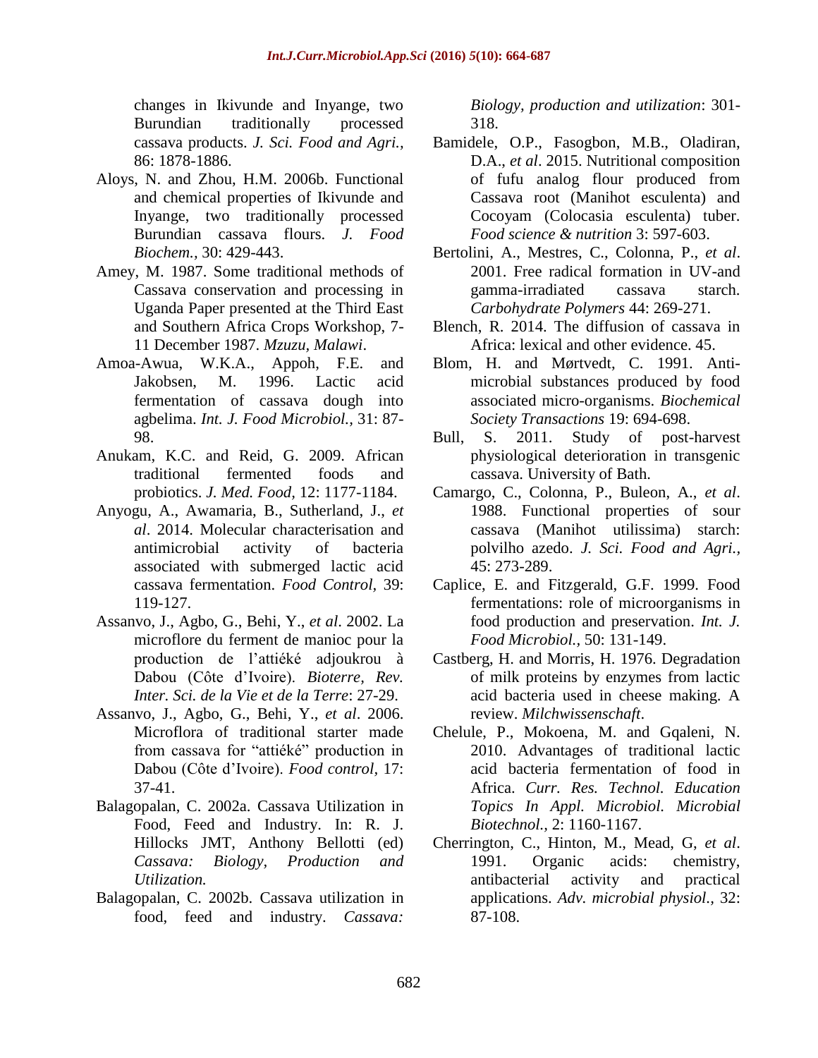changes in Ikivunde and Inyange, two Burundian traditionally processed cassava products. *J. Sci. Food and Agri.,* 86: 1878-1886.

Aloys, N. and Zhou, H.M. 2006b. Functional and chemical properties of Ikivunde and Inyange, two traditionally processed Burundian cassava flours. *J. Food Biochem.,* 30: 429-443.

Amey, M. 1987. Some traditional methods of Cassava conservation and processing in Uganda Paper presented at the Third East and Southern Africa Crops Workshop, 7-11 December 1987. *Mzuzu, Malawi*.

Amoa-Awua, W.K.A., Appoh, F.E. and Jakobsen, M. 1996. Lactic acid fermentation of cassava dough into agbelima. *Int. J. Food Microbiol.,* 31: 87-98.

Anukam, K.C. and Reid, G. 2009. African traditional fermented foods and probiotics. *J. Med. Food,* 12: 1177-1184.

Anyogu, A., Awamaria, B., Sutherland, J., *et al*. 2014. Molecular characterisation and antimicrobial activity of bacteria associated with submerged lactic acid cassava fermentation. *Food Control,* 39: 119-127.

Assanvo, J., Agbo, G., Behi, Y., *et al*. 2002. La microflore du ferment de manioc pour la production de l'attiéké adjoukrou à Dabou (Côte d'Ivoire). *Bioterre, Rev. Inter. Sci. de la Vie et de la Terre*: 27-29.

Assanvo, J., Agbo, G., Behi, Y., *et al*. 2006. Microflora of traditional starter made from cassava for "attiéké" production in Dabou (Côte d'Ivoire). *Food control,* 17: 37-41.

Balagopalan, C. 2002a. Cassava Utilization in Food, Feed and Industry. In: R. J. Hillocks JMT, Anthony Bellotti (ed) *Cassava: Biology, Production and Utilization.*

Balagopalan, C. 2002b. Cassava utilization in food, feed and industry. *Cassava: Biology, production and utilization*: 301-318.

Bamidele, O.P., Fasogbon, M.B., Oladiran, D.A., *et al*. 2015. Nutritional composition of fufu analog flour produced from Cassava root (Manihot esculenta) and Cocoyam (Colocasia esculenta) tuber. *Food science & nutrition* 3: 597-603.

Bertolini, A., Mestres, C., Colonna, P., *et al*. 2001. Free radical formation in UV-and gamma-irradiated cassava starch. *Carbohydrate Polymers* 44: 269-271.

Blench, R. 2014. The diffusion of cassava in Africa: lexical and other evidence. 45.

Blom, H. and Mørtvedt, C. 1991. Anti-microbial substances produced by food associated micro-organisms. *Biochemical Society Transactions* 19: 694-698.

Bull, S. 2011. Study of post-harvest physiological deterioration in transgenic cassava. University of Bath.

Camargo, C., Colonna, P., Buleon, A., *et al*. 1988. Functional properties of sour cassava (Manihot utilissima) starch: polvilho azedo. *J. Sci. Food and Agri.,* 45: 273-289.

Caplice, E. and Fitzgerald, G.F. 1999. Food fermentations: role of microorganisms in food production and preservation. *Int. J. Food Microbiol.,* 50: 131-149.

Castberg, H. and Morris, H. 1976. Degradation of milk proteins by enzymes from lactic acid bacteria used in cheese making. A review. *Milchwissenschaft*.

Chelule, P., Mokoena, M. and Gqaleni, N. 2010. Advantages of traditional lactic acid bacteria fermentation of food in Africa. *Curr. Res. Technol. Education Topics In Appl. Microbiol. Microbial Biotechnol.,* 2: 1160-1167.

Cherrington, C., Hinton, M., Mead, G, *et al*. 1991. Organic acids: chemistry, antibacterial activity and practical applications. *Adv. microbial physiol.,* 32: 87-108.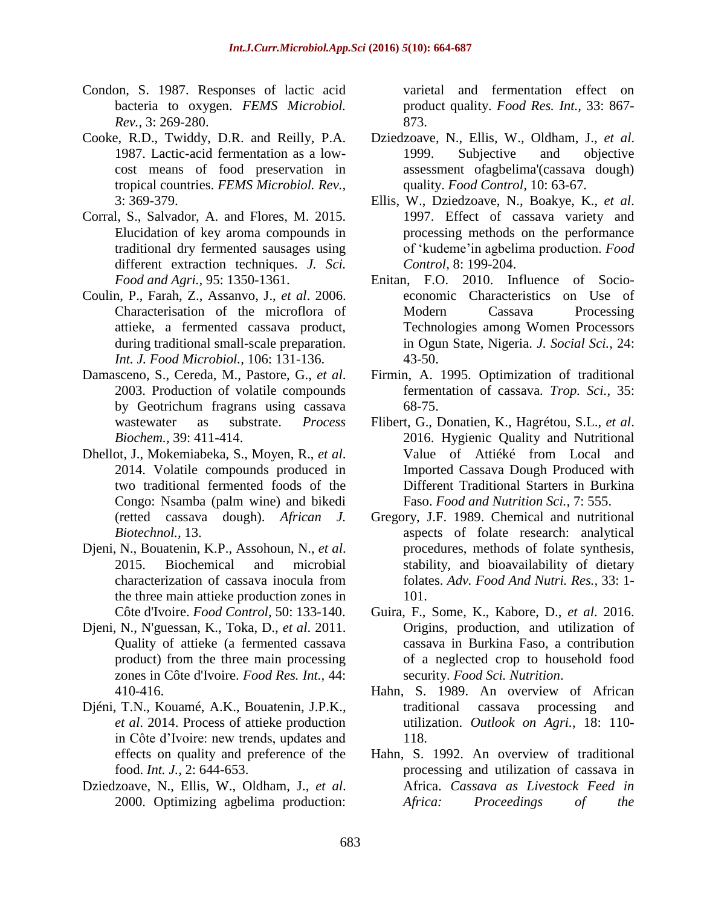Condon, S. 1987. Responses of lactic acid bacteria to oxygen. *FEMS Microbiol. Rev.,* 3: 269-280.

Cooke, R.D., Twiddy, D.R. and Reilly, P.A. 1987. Lactic-acid fermentation as a low-cost means of food preservation in tropical countries. *FEMS Microbiol. Rev.,* 3: 369-379.

Corral, S., Salvador, A. and Flores, M. 2015. Elucidation of key aroma compounds in traditional dry fermented sausages using different extraction techniques. *J. Sci. Food and Agri.,* 95: 1350-1361.

Coulin, P., Farah, Z., Assanvo, J., *et al*. 2006. Characterisation of the microflora of attieke, a fermented cassava product, during traditional small-scale preparation. *Int. J. Food Microbiol.,* 106: 131-136.

Damasceno, S., Cereda, M., Pastore, G., *et al*. 2003. Production of volatile compounds by Geotrichum fragrans using cassava wastewater as substrate. *Process Biochem.,* 39: 411-414.

Dhellot, J., Mokemiabeka, S., Moyen, R., *et al*. 2014. Volatile compounds produced in two traditional fermented foods of the Congo: Nsamba (palm wine) and bikedi (retted cassava dough). *African J. Biotechnol.,* 13.

Djeni, N., Bouatenin, K.P., Assohoun, N., *et al*. 2015. Biochemical and microbial characterization of cassava inocula from the three main attieke production zones in Côte d'Ivoire. *Food Control*, 50: 133-140.

Djeni, N., N'guessan, K., Toka, D., *et al*. 2011. Quality of attieke (a fermented cassava product) from the three main processing zones in Côte d'Ivoire. *Food Res. Int.,* 44: 410-416.

Djéni, T.N., Kouamé, A.K., Bouatenin, J.P.K., *et al*. 2014. Process of attieke production in Côte d'Ivoire: new trends, updates and effects on quality and preference of the food. *Int. J.,* 2: 644-653.

Dziedzoave, N., Ellis, W., Oldham, J., *et al*. 2000. Optimizing agbelima production: varietal and fermentation effect on product quality. *Food Res. Int.,* 33: 867-873.

Dziedzoave, N., Ellis, W., Oldham, J., *et al*. 1999. Subjective and objective assessment ofagbelima'(cassava dough) quality. *Food Control*, 10: 63-67.

Ellis, W., Dziedzoave, N., Boakye, K., *et al*. 1997. Effect of cassava variety and processing methods on the performance of 'kudeme'in agbelima production. *Food Control*, 8: 199-204.

Enitan, F.O. 2010. Influence of Socio-economic Characteristics on Use of Modern Cassava Processing Technologies among Women Processors in Ogun State, Nigeria. *J. Social Sci.,* 24: 43-50.

Firmin, A. 1995. Optimization of traditional fermentation of cassava. *Trop. Sci.,* 35: 68-75.

Flibert, G., Donatien, K., Hagrétou, S.L., *et al*. 2016. Hygienic Quality and Nutritional Value of Attiéké from Local and Imported Cassava Dough Produced with Different Traditional Starters in Burkina Faso. *Food and Nutrition Sci.,* 7: 555.

Gregory, J.F. 1989. Chemical and nutritional aspects of folate research: analytical procedures, methods of folate synthesis, stability, and bioavailability of dietary folates. *Adv. Food And Nutri. Res.,* 33: 1-101.

Guira, F., Some, K., Kabore, D., *et al*. 2016. Origins, production, and utilization of cassava in Burkina Faso, a contribution of a neglected crop to household food security. *Food Sci. Nutrition*.

Hahn, S. 1989. An overview of African traditional cassava processing and utilization. *Outlook on Agri.,* 18: 110-118.

Hahn, S. 1992. An overview of traditional processing and utilization of cassava in Africa. *Cassava as Livestock Feed in Africa: Proceedings of the*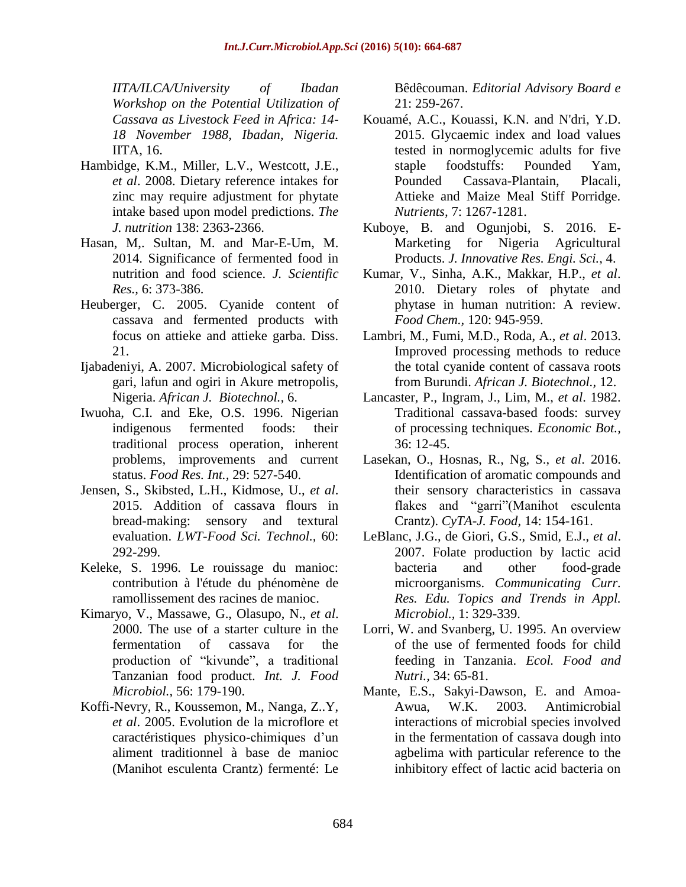*IITA/ILCA/University of Ibadan Workshop on the Potential Utilization of Cassava as Livestock Feed in Africa: 14-18 November 1988, Ibadan, Nigeria.* IITA, 16.

Hambidge, K.M., Miller, L.V., Westcott, J.E., *et al*. 2008. Dietary reference intakes for zinc may require adjustment for phytate intake based upon model predictions. *The J. nutrition* 138: 2363-2366.

Hasan, M,. Sultan, M. and Mar-E-Um, M. 2014. Significance of fermented food in nutrition and food science. *J. Scientific Res.,* 6: 373-386.

Heuberger, C. 2005. Cyanide content of cassava and fermented products with focus on attieke and attieke garba. Diss. 21.

Ijabadeniyi, A. 2007. Microbiological safety of gari, lafun and ogiri in Akure metropolis, Nigeria. *African J. Biotechnol.,* 6.

Iwuoha, C.I. and Eke, O.S. 1996. Nigerian indigenous fermented foods: their traditional process operation, inherent problems, improvements and current status. *Food Res. Int.,* 29: 527-540.

Jensen, S., Skibsted, L.H., Kidmose, U., *et al*. 2015. Addition of cassava flours in bread-making: sensory and textural evaluation. *LWT-Food Sci. Technol.,* 60: 292-299.

Keleke, S. 1996. Le rouissage du manioc: contribution à l'étude du phénomène de ramollissement des racines de manioc.

Kimaryo, V., Massawe, G., Olasupo, N., *et al*. 2000. The use of a starter culture in the fermentation of cassava for the production of "kivunde", a traditional Tanzanian food product. *Int. J. Food Microbiol.,* 56: 179-190.

Koffi-Nevry, R., Koussemon, M., Nanga, Z..Y, *et al*. 2005. Evolution de la microflore et caractéristiques physico-chimiques d'un aliment traditionnel à base de manioc (Manihot esculenta Crantz) fermenté: Le Bêdêcouman. *Editorial Advisory Board e* 21: 259-267.

Kouamé, A.C., Kouassi, K.N. and N'dri, Y.D. 2015. Glycaemic index and load values tested in normoglycemic adults for five staple foodstuffs: Pounded Yam, Pounded Cassava-Plantain, Placali, Attieke and Maize Meal Stiff Porridge. *Nutrients,* 7: 1267-1281.

Kuboye, B. and Ogunjobi, S. 2016. E-Marketing for Nigeria Agricultural Products. *J. Innovative Res. Engi. Sci.,* 4.

Kumar, V., Sinha, A.K., Makkar, H.P., *et al*. 2010. Dietary roles of phytate and phytase in human nutrition: A review. *Food Chem.,* 120: 945-959.

Lambri, M., Fumi, M.D., Roda, A., *et al*. 2013. Improved processing methods to reduce the total cyanide content of cassava roots from Burundi. *African J. Biotechnol.,* 12.

Lancaster, P., Ingram, J., Lim, M., *et al*. 1982. Traditional cassava-based foods: survey of processing techniques. *Economic Bot.,* 36: 12-45.

Lasekan, O., Hosnas, R., Ng, S., *et al*. 2016. Identification of aromatic compounds and their sensory characteristics in cassava flakes and "garri"(Manihot esculenta Crantz). *CyTA-J. Food,* 14: 154-161.

LeBlanc, J.G., de Giori, G.S., Smid, E.J., *et al*. 2007. Folate production by lactic acid bacteria and other food-grade microorganisms. *Communicating Curr. Res. Edu. Topics and Trends in Appl. Microbiol.,* 1: 329-339.

Lorri, W. and Svanberg, U. 1995. An overview of the use of fermented foods for child feeding in Tanzania. *Ecol. Food and Nutri.,* 34: 65-81.

Mante, E.S., Sakyi-Dawson, E. and Amoa-Awua, W.K. 2003. Antimicrobial interactions of microbial species involved in the fermentation of cassava dough into agbelima with particular reference to the inhibitory effect of lactic acid bacteria on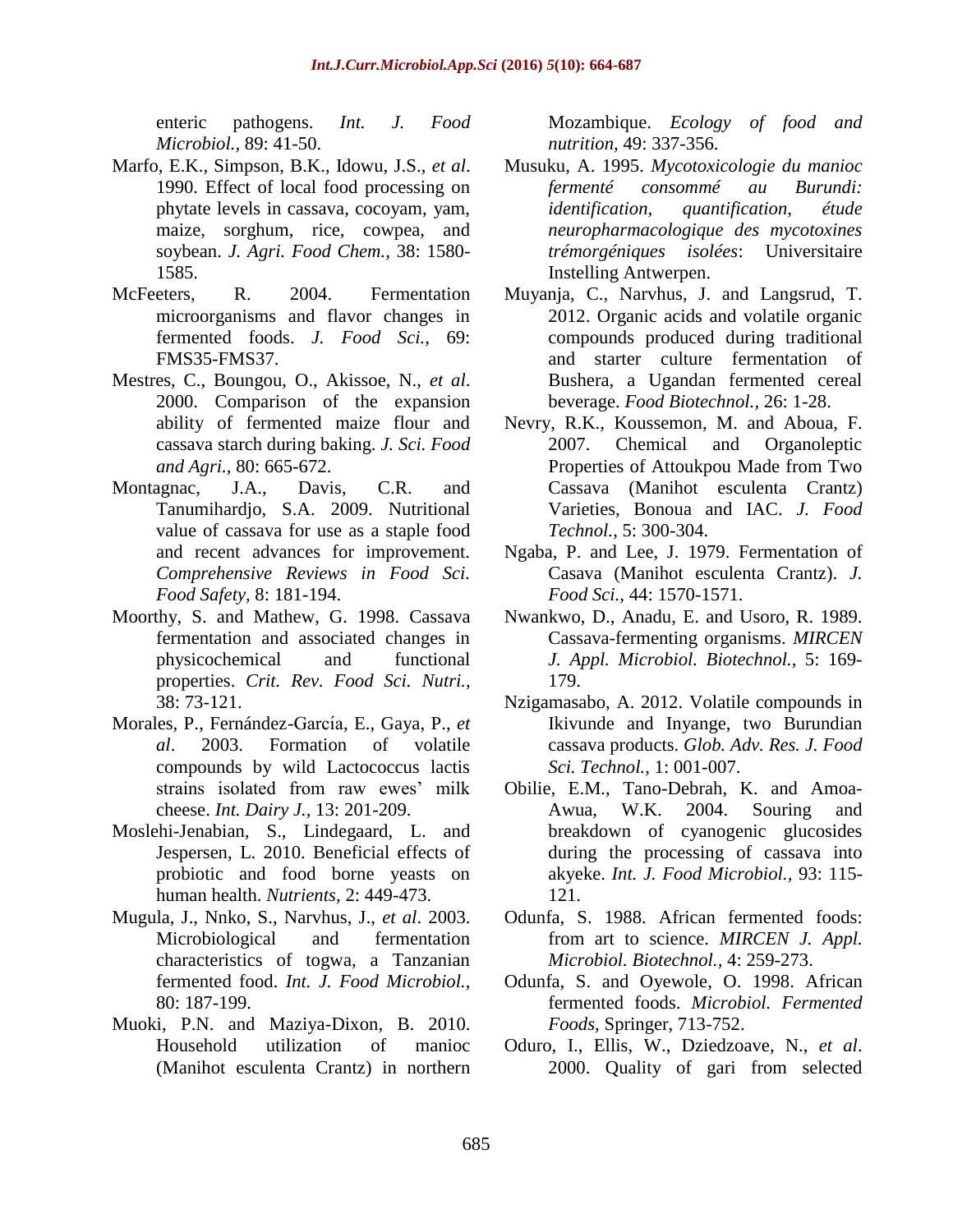enteric pathogens. *Int. J. Food Microbiol.,* 89: 41-50.

Marfo, E.K., Simpson, B.K., Idowu, J.S., *et al*. 1990. Effect of local food processing on phytate levels in cassava, cocoyam, yam, maize, sorghum, rice, cowpea, and soybean. *J. Agri. Food Chem.,* 38: 1580-1585.

McFeeters, R. 2004. Fermentation microorganisms and flavor changes in fermented foods. *J. Food Sci.,* 69: FMS35-FMS37.

Mestres, C., Boungou, O., Akissoe, N., *et al*. 2000. Comparison of the expansion ability of fermented maize flour and cassava starch during baking. *J. Sci. Food and Agri.,* 80: 665-672.

Montagnac, J.A., Davis, C.R. and Tanumihardjo, S.A. 2009. Nutritional value of cassava for use as a staple food and recent advances for improvement. *Comprehensive Reviews in Food Sci. Food Safety,* 8: 181-194.

Moorthy, S. and Mathew, G. 1998. Cassava fermentation and associated changes in physicochemical and functional properties. *Crit. Rev. Food Sci. Nutri.,* 38: 73-121.

Morales, P., Fernández-García, E., Gaya, P., *et al*. 2003. Formation of volatile compounds by wild Lactococcus lactis strains isolated from raw ewes' milk cheese. *Int. Dairy J.,* 13: 201-209.

Moslehi-Jenabian, S., Lindegaard, L. and Jespersen, L. 2010. Beneficial effects of probiotic and food borne yeasts on human health. *Nutrients,* 2: 449-473.

Mugula, J., Nnko, S., Narvhus, J., *et al*. 2003. Microbiological and fermentation characteristics of togwa, a Tanzanian fermented food. *Int. J. Food Microbiol.,* 80: 187-199.

Muoki, P.N. and Maziya-Dixon, B. 2010. Household utilization of manioc (Manihot esculenta Crantz) in northern Mozambique. *Ecology of food and nutrition,* 49: 337-356.

Musuku, A. 1995. *Mycotoxicologie du manioc fermenté consommé au Burundi: identification, quantification, étude neuropharmacologique des mycotoxines trémorgéniques isolées*: Universitaire Instelling Antwerpen.

Muyanja, C., Narvhus, J. and Langsrud, T. 2012. Organic acids and volatile organic compounds produced during traditional and starter culture fermentation of Bushera, a Ugandan fermented cereal beverage. *Food Biotechnol.,* 26: 1-28.

Nevry, R.K., Koussemon, M. and Aboua, F. 2007. Chemical and Organoleptic Properties of Attoukpou Made from Two Cassava (Manihot esculenta Crantz) Varieties, Bonoua and IAC. *J. Food Technol.,* 5: 300-304.

Ngaba, P. and Lee, J. 1979. Fermentation of Casava (Manihot esculenta Crantz). *J. Food Sci.,* 44: 1570-1571.

Nwankwo, D., Anadu, E. and Usoro, R. 1989. Cassava-fermenting organisms. *MIRCEN J. Appl. Microbiol. Biotechnol.,* 5: 169-179.

Nzigamasabo, A. 2012. Volatile compounds in Ikivunde and Inyange, two Burundian cassava products. *Glob. Adv. Res. J. Food Sci. Technol.,* 1: 001-007.

Obilie, E.M., Tano-Debrah, K. and Amoa-Awua, W.K. 2004. Souring and breakdown of cyanogenic glucosides during the processing of cassava into akyeke. *Int. J. Food Microbiol.,* 93: 115-121.

Odunfa, S. 1988. African fermented foods: from art to science. *MIRCEN J. Appl. Microbiol. Biotechnol.,* 4: 259-273.

Odunfa, S. and Oyewole, O. 1998. African fermented foods. *Microbiol. Fermented Foods,* Springer, 713-752.

Oduro, I., Ellis, W., Dziedzoave, N., *et al*. 2000. Quality of gari from selected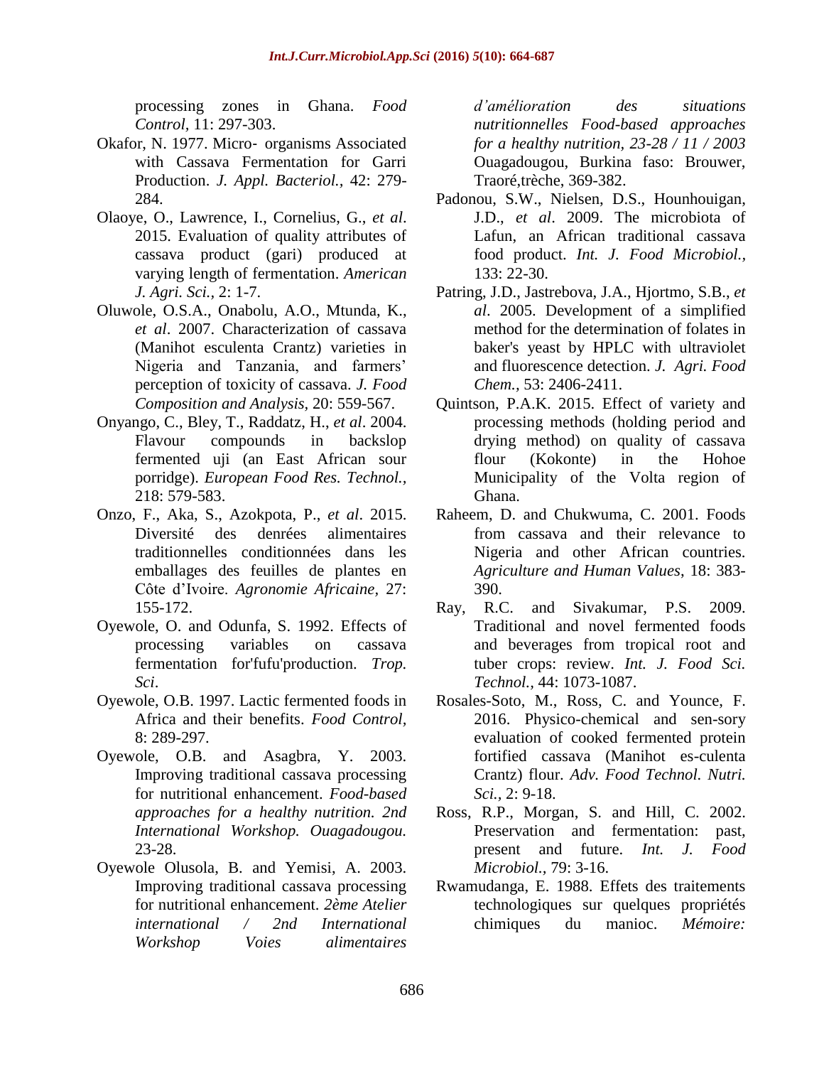processing zones in Ghana. *Food Control,* 11: 297-303.

Okafor, N. 1977. Micro- organisms Associated with Cassava Fermentation for Garri Production. *J. Appl. Bacteriol.,* 42: 279-284.

Olaoye, O., Lawrence, I., Cornelius, G., *et al*. 2015. Evaluation of quality attributes of cassava product (gari) produced at varying length of fermentation. *American J. Agri. Sci.,* 2: 1-7.

Oluwole, O.S.A., Onabolu, A.O., Mtunda, K., *et al*. 2007. Characterization of cassava (Manihot esculenta Crantz) varieties in Nigeria and Tanzania, and farmers' perception of toxicity of cassava. *J. Food Composition and Analysis,* 20: 559-567.

Onyango, C., Bley, T., Raddatz, H., *et al*. 2004. Flavour compounds in backslop fermented uji (an East African sour porridge). *European Food Res. Technol.,* 218: 579-583.

Onzo, F., Aka, S., Azokpota, P., *et al*. 2015. Diversité des denrées alimentaires traditionnelles conditionnées dans les emballages des feuilles de plantes en Côte d'Ivoire. *Agronomie Africaine,* 27: 155-172.

Oyewole, O. and Odunfa, S. 1992. Effects of processing variables on cassava fermentation for'fufu'production. *Trop. Sci*.

Oyewole, O.B. 1997. Lactic fermented foods in Africa and their benefits. *Food Control,* 8: 289-297.

Oyewole, O.B. and Asagbra, Y. 2003. Improving traditional cassava processing for nutritional enhancement. *Food-based approaches for a healthy nutrition. 2nd International Workshop. Ouagadougou.* 23-28.

Oyewole Olusola, B. and Yemisi, A. 2003. Improving traditional cassava processing for nutritional enhancement. *2ème Atelier international / 2nd International Workshop Voies alimentaires d'amélioration des situations nutritionnelles Food-based approaches for a healthy nutrition, 23-28 / 11 / 2003* Ouagadougou, Burkina faso: Brouwer, Traoré,trèche, 369-382.

Padonou, S.W., Nielsen, D.S., Hounhouigan, J.D., *et al*. 2009. The microbiota of Lafun, an African traditional cassava food product. *Int. J. Food Microbiol.,* 133: 22-30.

Patring, J.D., Jastrebova, J.A., Hjortmo, S.B., *et al*. 2005. Development of a simplified method for the determination of folates in baker's yeast by HPLC with ultraviolet and fluorescence detection. *J. Agri. Food Chem.,* 53: 2406-2411.

Quintson, P.A.K. 2015. Effect of variety and processing methods (holding period and drying method) on quality of cassava flour (Kokonte) in the Hohoe Municipality of the Volta region of Ghana.

Raheem, D. and Chukwuma, C. 2001. Foods from cassava and their relevance to Nigeria and other African countries. *Agriculture and Human Values*, 18: 383-390.

Ray, R.C. and Sivakumar, P.S. 2009. Traditional and novel fermented foods and beverages from tropical root and tuber crops: review. *Int. J. Food Sci. Technol.,* 44: 1073-1087.

Rosales-Soto, M., Ross, C. and Younce, F. 2016. Physico-chemical and sen-sory evaluation of cooked fermented protein fortified cassava (Manihot es-culenta Crantz) flour. *Adv. Food Technol. Nutri. Sci.,* 2: 9-18.

Ross, R.P., Morgan, S. and Hill, C. 2002. Preservation and fermentation: past, present and future. *Int. J. Food Microbiol.,* 79: 3-16.

Rwamudanga, E. 1988. Effets des traitements technologiques sur quelques propriétés chimiques du manioc. *Mémoire:*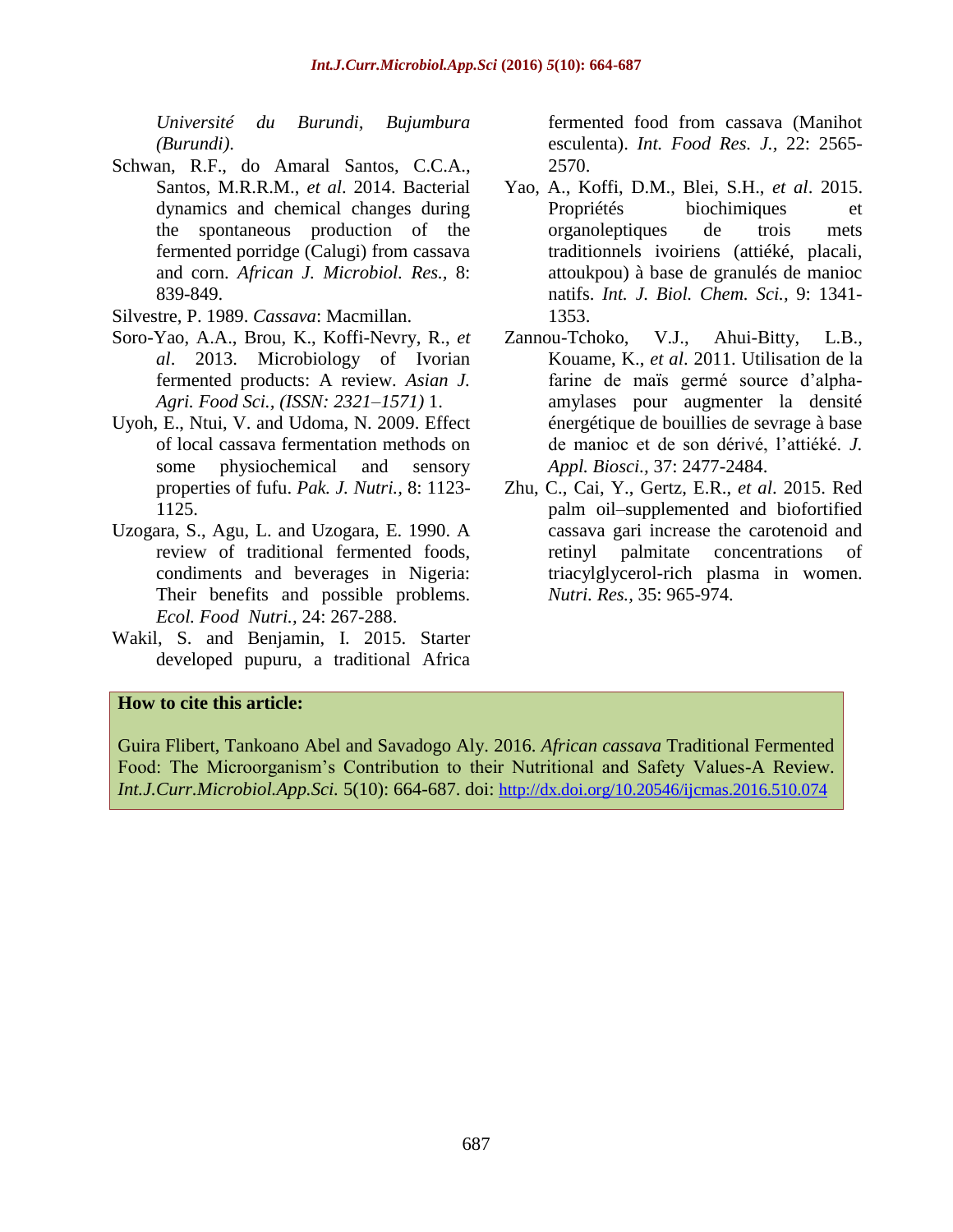*Université du Burundi, Bujumbura (Burundi).*

Schwan, R.F., do Amaral Santos, C.C.A., Santos, M.R.R.M., *et al*. 2014. Bacterial dynamics and chemical changes during the spontaneous production of the fermented porridge (Calugi) from cassava and corn. *African J. Microbiol. Res.,* 8: 839-849.

Silvestre, P. 1989. *Cassava*: Macmillan.

Soro-Yao, A.A., Brou, K., Koffi-Nevry, R., *et al*. 2013. Microbiology of Ivorian fermented products: A review. *Asian J. Agri. Food Sci., (ISSN: 2321–1571)* 1.

Uyoh, E., Ntui, V. and Udoma, N. 2009. Effect of local cassava fermentation methods on some physiochemical and sensory properties of fufu. *Pak. J. Nutri.,* 8: 1123-1125.

Uzogara, S., Agu, L. and Uzogara, E. 1990. A review of traditional fermented foods, condiments and beverages in Nigeria: Their benefits and possible problems. *Ecol. Food Nutri.,* 24: 267-288.

Wakil, S. and Benjamin, I. 2015. Starter developed pupuru, a traditional Africa fermented food from cassava (Manihot esculenta). *Int. Food Res. J.,* 22: 2565-2570.

Yao, A., Koffi, D.M., Blei, S.H., *et al*. 2015. Propriétés biochimiques et organoleptiques de trois mets traditionnels ivoiriens (attiéké, placali, attoukpou) à base de granulés de manioc natifs. *Int. J. Biol. Chem. Sci.,* 9: 1341-1353.

Zannou-Tchoko, V.J., Ahui-Bitty, L.B., Kouame, K., *et al*. 2011. Utilisation de la farine de maïs germé source d'alpha-amylases pour augmenter la densité énergétique de bouillies de sevrage à base de manioc et de son dérivé, l'attiéké. *J. Appl. Biosci*., 37: 2477-2484.

Zhu, C., Cai, Y., Gertz, E.R., *et al*. 2015. Red palm oil–supplemented and biofortified cassava gari increase the carotenoid and retinyl palmitate concentrations of triacylglycerol-rich plasma in women. *Nutri. Res.,* 35: 965-974.

**How to cite this article:**

Guira Flibert, Tankoano Abel and Savadogo Aly. 2016. *African cassava* Traditional Fermented Food: The Microorganism's Contribution to their Nutritional and Safety Values-A Review. *Int.J.Curr.Microbiol.App.Sci.* 5(10): 664-687. doi: http://dx.doi.org/10.20546/ijcmas.2016.510.074